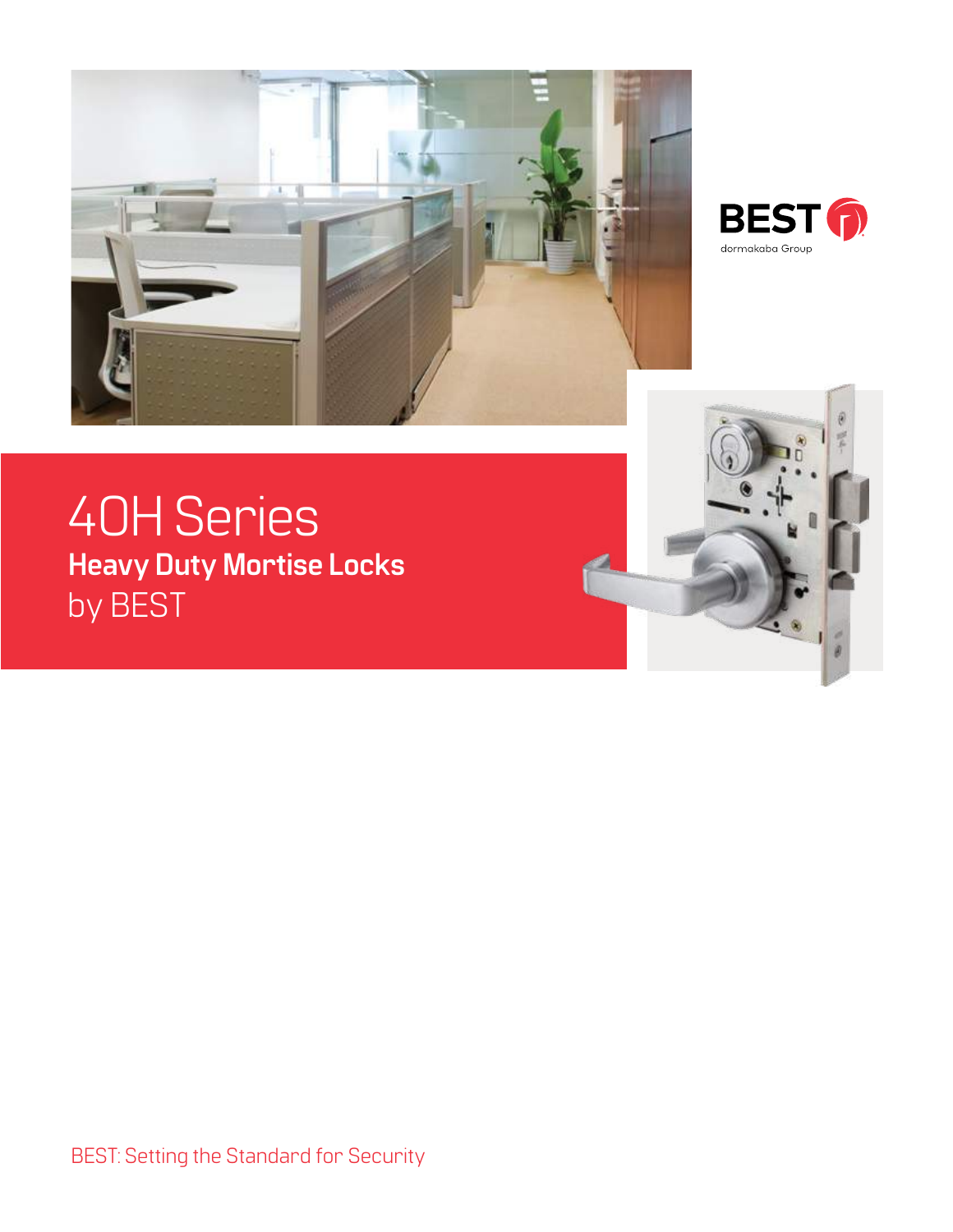BEST
dormakaba Group

# 40H Series

## Heavy Duty Mortise Locks

by BEST

BEST: Setting the Standard for Security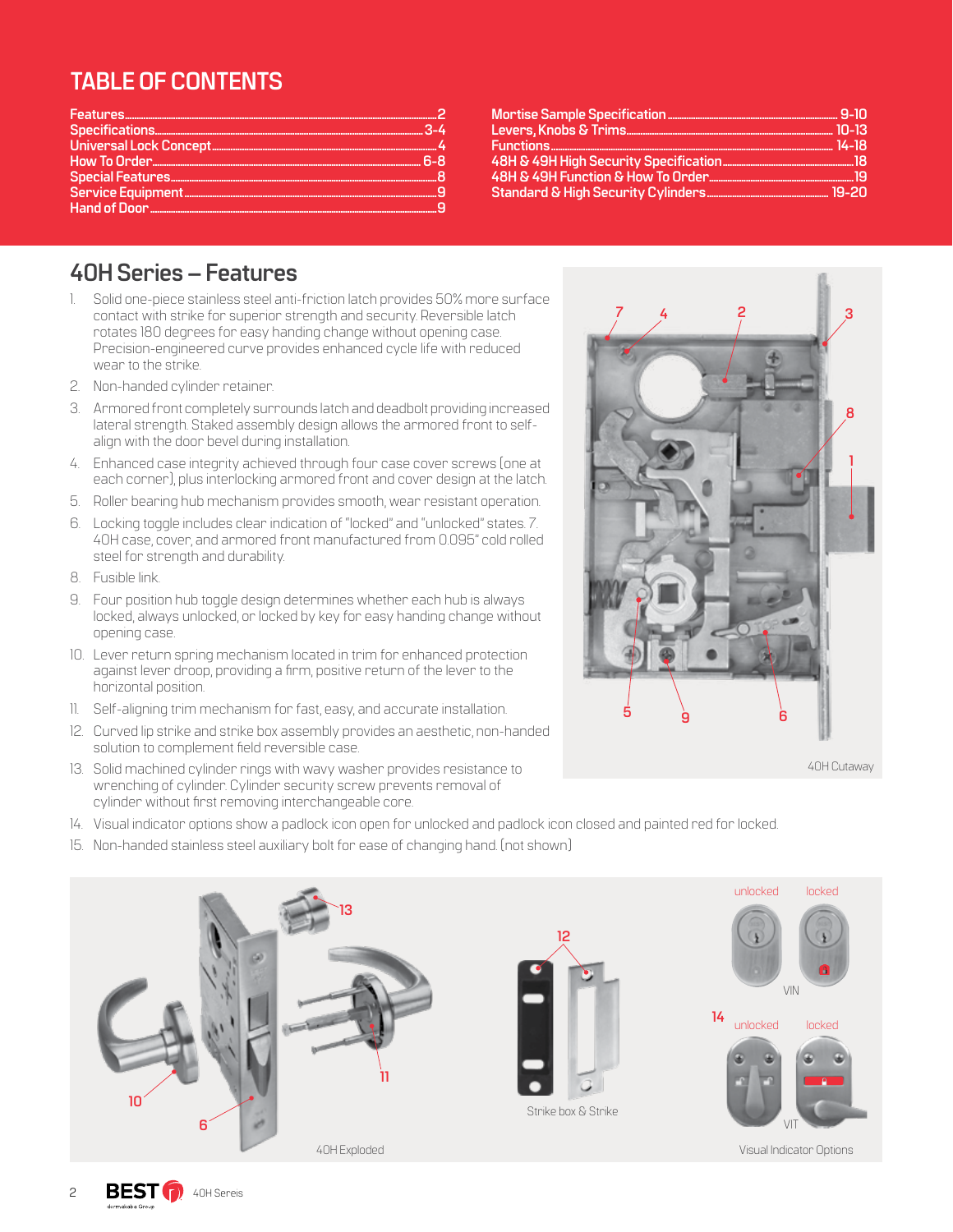# TABLE OF CONTENTS

| | |
|---|---|
| Features | 2 |
| Specifications | 3-4 |
| Universal Lock Concept | 4 |
| How To Order | 6-8 |
| Special Features | 8 |
| Service Equipment | 9 |
| Hand of Door | 9 |
| Mortise Sample Specification | 9-10 |
| Levers, Knobs & Trims | 10-13 |
| Functions | 14-18 |
| 48H & 49H High Security Specification | 18 |
| 48H & 49H Function & How To Order | 19 |
| Standard & High Security Cylinders | 19-20 |

## 40H Series – Features

1. Solid one-piece stainless steel anti-friction latch provides 50% more surface contact with strike for superior strength and security. Reversible latch rotates 180 degrees for easy handing change without opening case. Precision-engineered curve provides enhanced cycle life with reduced wear to the strike.
2. Non-handed cylinder retainer.
3. Armored front completely surrounds latch and deadbolt providing increased lateral strength. Staked assembly design allows the armored front to self-align with the door bevel during installation.
4. Enhanced case integrity achieved through four case cover screws (one at each corner), plus interlocking armored front and cover design at the latch.
5. Roller bearing hub mechanism provides smooth, wear resistant operation.
6. Locking toggle includes clear indication of "locked" and "unlocked" states. 7. 40H case, cover, and armored front manufactured from 0.095" cold rolled steel for strength and durability.
8. Fusible link.
9. Four position hub toggle design determines whether each hub is always locked, always unlocked, or locked by key for easy handing change without opening case.
10. Lever return spring mechanism located in trim for enhanced protection against lever droop, providing a firm, positive return of the lever to the horizontal position.
11. Self-aligning trim mechanism for fast, easy, and accurate installation.
12. Curved lip strike and strike box assembly provides an aesthetic, non-handed solution to complement field reversible case.
13. Solid machined cylinder rings with wavy washer provides resistance to wrenching of cylinder. Cylinder security screw prevents removal of cylinder without first removing interchangeable core.
14. Visual indicator options show a padlock icon open for unlocked and padlock icon closed and painted red for locked.
15. Non-handed stainless steel auxiliary bolt for ease of changing hand. (not shown)

40H Cutaway

40H Exploded

Strike box & Strike

unlocked locked VIN

unlocked locked VIT

Visual Indicator Options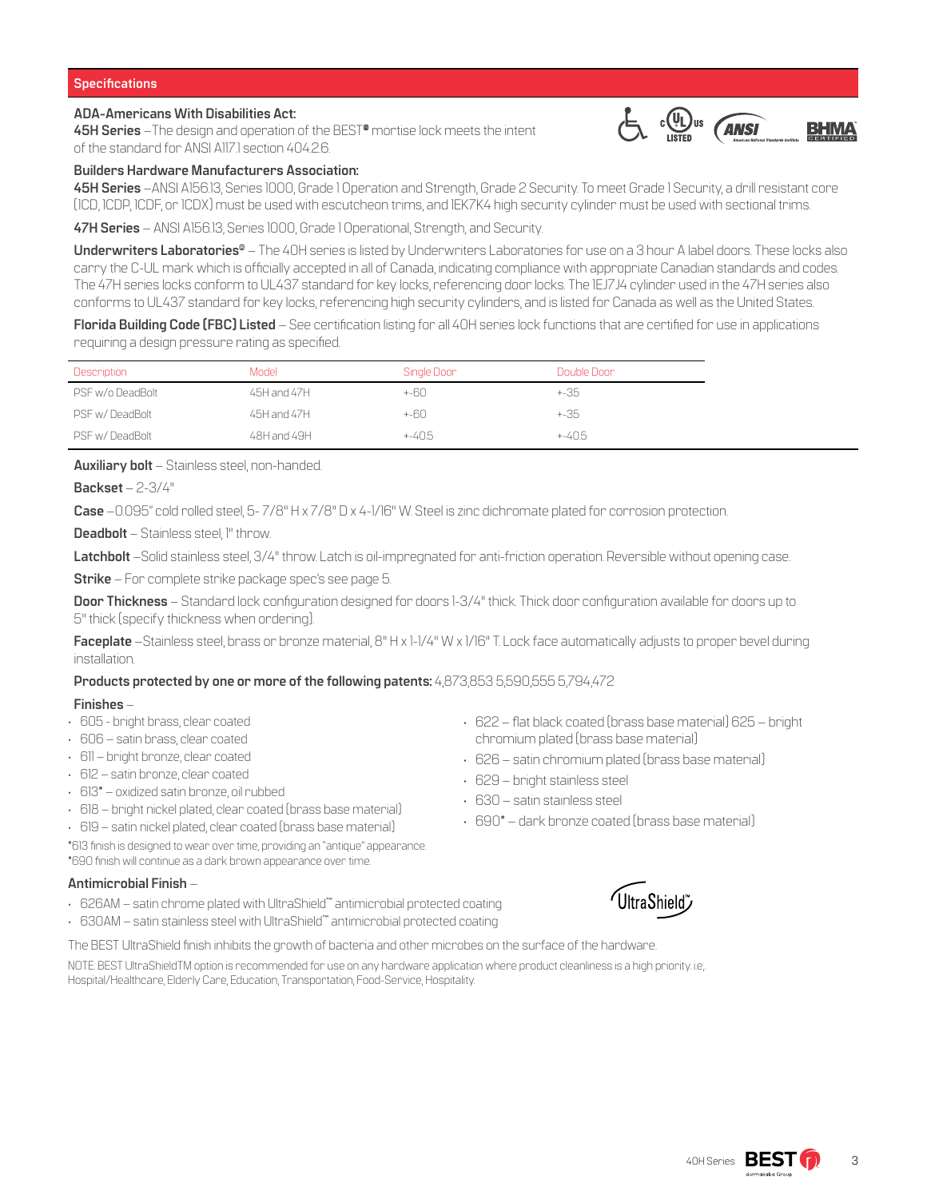## Specifications

**ADA-Americans With Disabilities Act:**
**45H Series** –The design and operation of the BEST® mortise lock meets the intent of the standard for ANSI A117.1 section 404.2.6.

**Builders Hardware Manufacturers Association:**
**45H Series** –ANSI A156.13, Series 1000, Grade 1 Operation and Strength, Grade 2 Security. To meet Grade 1 Security, a drill resistant core (1CD, 1CDP, 1CDF, or 1CDX) must be used with escutcheon trims, and 1EK7K4 high security cylinder must be used with sectional trims.

**47H Series** – ANSI A156.13, Series 1000, Grade 1 Operational, Strength, and Security.

**Underwriters Laboratories®** – The 40H series is listed by Underwriters Laboratories for use on a 3 hour A label doors. These locks also carry the C-UL mark which is officially accepted in all of Canada, indicating compliance with appropriate Canadian standards and codes. The 47H series locks conform to UL437 standard for key locks, referencing door locks. The 1EJ7J4 cylinder used in the 47H series also conforms to UL437 standard for key locks, referencing high security cylinders, and is listed for Canada as well as the United States.

**Florida Building Code (FBC) Listed** – See certification listing for all 40H series lock functions that are certified for use in applications requiring a design pressure rating as specified.

| Description | Model | Single Door | Double Door |
|---|---|---|---|
| PSF w/o DeadBolt | 45H and 47H | +-60 | +-35 |
| PSF w/ DeadBolt | 45H and 47H | +-60 | +-35 |
| PSF w/ DeadBolt | 48H and 49H | +-40.5 | +-40.5 |

**Auxiliary bolt** – Stainless steel, non-handed.

**Backset** – 2-3/4"

**Case** –0.095" cold rolled steel, 5- 7/8" H x 7/8" D x 4-1/16" W. Steel is zinc dichromate plated for corrosion protection.

**Deadbolt** – Stainless steel, 1" throw.

**Latchbolt** –Solid stainless steel, 3/4" throw. Latch is oil-impregnated for anti-friction operation. Reversible without opening case.

**Strike** – For complete strike package spec's see page 5.

**Door Thickness** – Standard lock configuration designed for doors 1-3/4" thick. Thick door configuration available for doors up to 5" thick (specify thickness when ordering).

**Faceplate** –Stainless steel, brass or bronze material, 8" H x 1-1/4" W x 1/16" T. Lock face automatically adjusts to proper bevel during installation.

**Products protected by one or more of the following patents:** 4,873,853 5,590,555 5,794,472

**Finishes** –

- 605 - bright brass, clear coated
- 606 – satin brass, clear coated
- 611 – bright bronze, clear coated
- 612 – satin bronze, clear coated
- 613* – oxidized satin bronze, oil rubbed
- 618 – bright nickel plated, clear coated (brass base material)
- 619 – satin nickel plated, clear coated (brass base material)
- 622 – flat black coated (brass base material) 625 – bright chromium plated (brass base material)
- 626 – satin chromium plated (brass base material)
- 629 – bright stainless steel
- 630 – satin stainless steel
- 690* – dark bronze coated (brass base material)

*613 finish is designed to wear over time, providing an "antique" appearance.
*690 finish will continue as a dark brown appearance over time.

**Antimicrobial Finish** –

- 626AM – satin chrome plated with UltraShield™ antimicrobial protected coating
- 630AM – satin stainless steel with UltraShield™ antimicrobial protected coating

The BEST UltraShield finish inhibits the growth of bacteria and other microbes on the surface of the hardware.

NOTE: BEST UltraShieldTM option is recommended for use on any hardware application where product cleanliness is a high priority. i.e;. Hospital/Healthcare, Elderly Care, Education, Transportation, Food-Service, Hospitality.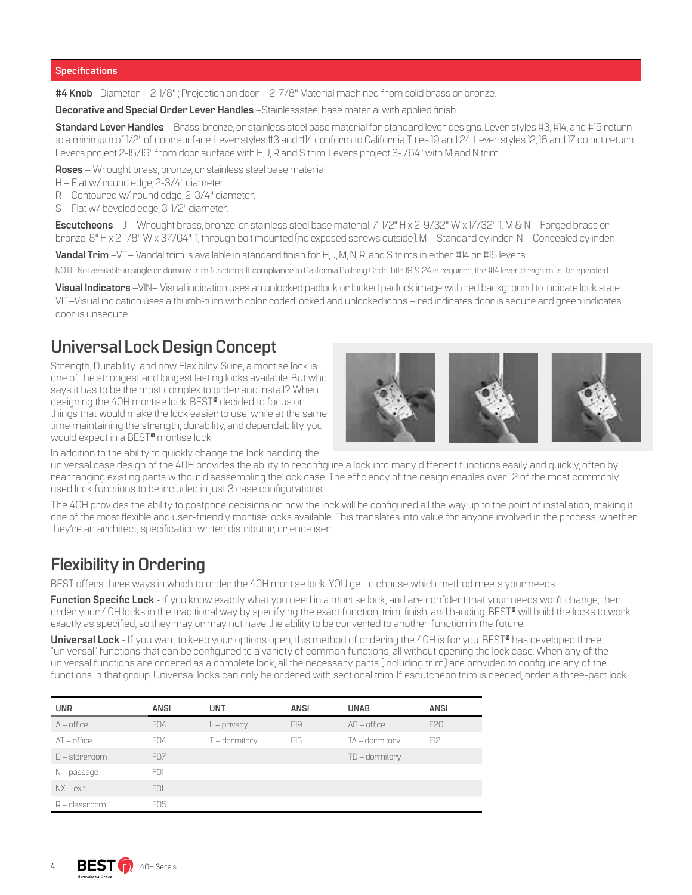## Specifications

**#4 Knob** –Diameter – 2-1/8" ; Projection on door – 2-7/8" Material machined from solid brass or bronze.

**Decorative and Special Order Lever Handles** –Stainlesssteel base material with applied finish.

**Standard Lever Handles** – Brass, bronze, or stainless steel base material for standard lever designs. Lever styles #3, #14, and #15 return to a minimum of 1/2" of door surface. Lever styles #3 and #14 conform to California Titles 19 and 24. Lever styles 12, 16 and 17 do not return. Levers project 2-15/16" from door surface with H, J, R and S trim. Levers project 3-1/64" with M and N trim..

**Roses** – Wrought brass, bronze, or stainless steel base material.
H – Flat w/ round edge, 2-3/4" diameter.
R – Contoured w/ round edge, 2-3/4" diameter.
S – Flat w/ beveled edge, 3-1/2" diameter.

**Escutcheons** – J – Wrought brass, bronze, or stainless steel base material, 7-1/2" H x 2-9/32" W x 17/32" T. M & N – Forged brass or bronze, 8" H x 2-1/8" W x 37/64" T, through bolt mounted (no exposed screws outside). M – Standard cylinder; N – Concealed cylinder.

**Vandal Trim** –VT– Vandal trim is available in standard finish for H, J, M, N, R, and S trims in either #14 or #15 levers.

NOTE: Not available in single or dummy trim functions. If compliance to California Building Code Title 19 & 24 is required, the #14 lever design must be specified.

**Visual Indicators** –VIN– Visual indication uses an unlocked padlock or locked padlock image with red background to indicate lock state. VIT–Visual indication uses a thumb-turn with color coded locked and unlocked icons – red indicates door is secure and green indicates door is unsecure.

## Universal Lock Design Concept

Strength, Durability...and now Flexibility. Sure, a mortise lock is one of the strongest and longest lasting locks available. But who says it has to be the most complex to order and install? When designing the 40H mortise lock, BEST® decided to focus on things that would make the lock easier to use, while at the same time maintaining the strength, durability, and dependability you would expect in a BEST® mortise lock.

In addition to the ability to quickly change the lock handing, the universal case design of the 40H provides the ability to reconfigure a lock into many different functions easily and quickly, often by rearranging existing parts without disassembling the lock case. The efficiency of the design enables over 12 of the most commonly used lock functions to be included in just 3 case configurations.

The 40H provides the ability to postpone decisions on how the lock will be configured all the way up to the point of installation, making it one of the most flexible and user-friendly mortise locks available. This translates into value for anyone involved in the process, whether they're an architect, specification writer, distributor, or end-user.

## Flexibility in Ordering

BEST offers three ways in which to order the 40H mortise lock. YOU get to choose which method meets your needs.

**Function Specific Lock** - If you know exactly what you need in a mortise lock, and are confident that your needs won't change, then order your 40H locks in the traditional way by specifying the exact function, trim, finish, and handing. BEST® will build the locks to work exactly as specified, so they may or may not have the ability to be converted to another function in the future.

**Universal Lock** - If you want to keep your options open, this method of ordering the 40H is for you. BEST® has developed three "universal" functions that can be configured to a variety of common functions, all without opening the lock case. When any of the universal functions are ordered as a complete lock, all the necessary parts (including trim) are provided to configure any of the functions in that group. Universal locks can only be ordered with sectional trim. If escutcheon trim is needed, order a three-part lock.

| UNR | ANSI | UNT | ANSI | UNAB | ANSI |
|---|---|---|---|---|---|
| A – office | F04 | L – privacy | F19 | AB – office | F20 |
| AT – office | F04 | T – dormitory | F13 | TA – dormitory | F12 |
| D – storeroom | F07 | | | TD – dormitory | |
| N – passage | F01 | | | | |
| NX – exit | F31 | | | | |
| R – classroom | F05 | | | | |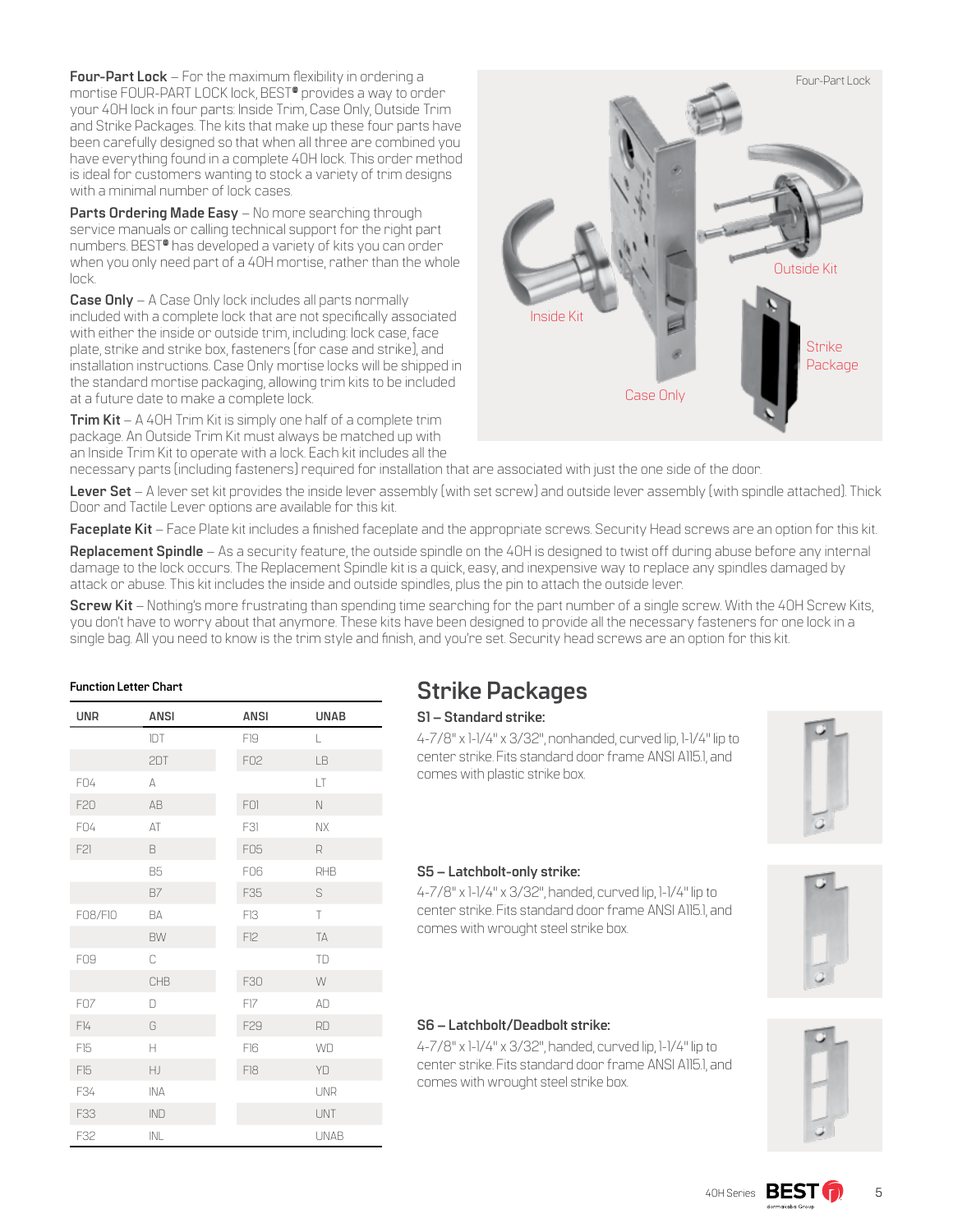**Four-Part Lock** – For the maximum flexibility in ordering a mortise FOUR-PART LOCK lock, BEST® provides a way to order your 40H lock in four parts: Inside Trim, Case Only, Outside Trim and Strike Packages. The kits that make up these four parts have been carefully designed so that when all three are combined you have everything found in a complete 40H lock. This order method is ideal for customers wanting to stock a variety of trim designs with a minimal number of lock cases.

**Parts Ordering Made Easy** – No more searching through service manuals or calling technical support for the right part numbers. BEST® has developed a variety of kits you can order when you only need part of a 40H mortise, rather than the whole lock.

**Case Only** – A Case Only lock includes all parts normally included with a complete lock that are not specifically associated with either the inside or outside trim, including: lock case, face plate, strike and strike box, fasteners (for case and strike), and installation instructions. Case Only mortise locks will be shipped in the standard mortise packaging, allowing trim kits to be included at a future date to make a complete lock.

**Trim Kit** – A 40H Trim Kit is simply one half of a complete trim package. An Outside Trim Kit must always be matched up with an Inside Trim Kit to operate with a lock. Each kit includes all the necessary parts (including fasteners) required for installation that are associated with just the one side of the door.

Four-Part Lock

Inside Kit

Outside Kit

Case Only

Strike Package

**Lever Set** – A lever set kit provides the inside lever assembly (with set screw) and outside lever assembly (with spindle attached). Thick Door and Tactile Lever options are available for this kit.

**Faceplate Kit** – Face Plate kit includes a finished faceplate and the appropriate screws. Security Head screws are an option for this kit.

**Replacement Spindle** – As a security feature, the outside spindle on the 40H is designed to twist off during abuse before any internal damage to the lock occurs. The Replacement Spindle kit is a quick, easy, and inexpensive way to replace any spindles damaged by attack or abuse. This kit includes the inside and outside spindles, plus the pin to attach the outside lever.

**Screw Kit** – Nothing's more frustrating than spending time searching for the part number of a single screw. With the 40H Screw Kits, you don't have to worry about that anymore. These kits have been designed to provide all the necessary fasteners for one lock in a single bag. All you need to know is the trim style and finish, and you're set. Security head screws are an option for this kit.

**Function Letter Chart**

| UNR | ANSI | ANSI | UNAB |
|---|---|---|---|
| | 1DT | F19 | L |
| | 2DT | F02 | LB |
| F04 | A | | LT |
| F20 | AB | F01 | N |
| F04 | AT | F31 | NX |
| F21 | B | F05 | R |
| | B5 | F06 | RHB |
| | B7 | F35 | S |
| F08/F10 | BA | F13 | T |
| | BW | F12 | TA |
| F09 | C | | TD |
| | CHB | F30 | W |
| F07 | D | F17 | AD |
| F14 | G | F29 | RD |
| F15 | H | F16 | WD |
| F15 | HJ | F18 | YD |
| F34 | INA | | UNR |
| F33 | IND | | UNT |
| F32 | INL | | UNAB |

## Strike Packages

**S1 – Standard strike:**

4-7/8" x 1-1/4" x 3/32", nonhanded, curved lip, 1-1/4" lip to center strike. Fits standard door frame ANSI A115.1, and comes with plastic strike box.

**S5 – Latchbolt-only strike:**

4-7/8" x 1-1/4" x 3/32", handed, curved lip, 1-1/4" lip to center strike. Fits standard door frame ANSI A115.1, and comes with wrought steel strike box.

**S6 – Latchbolt/Deadbolt strike:**

4-7/8" x 1-1/4" x 3/32", handed, curved lip, 1-1/4" lip to center strike. Fits standard door frame ANSI A115.1, and comes with wrought steel strike box.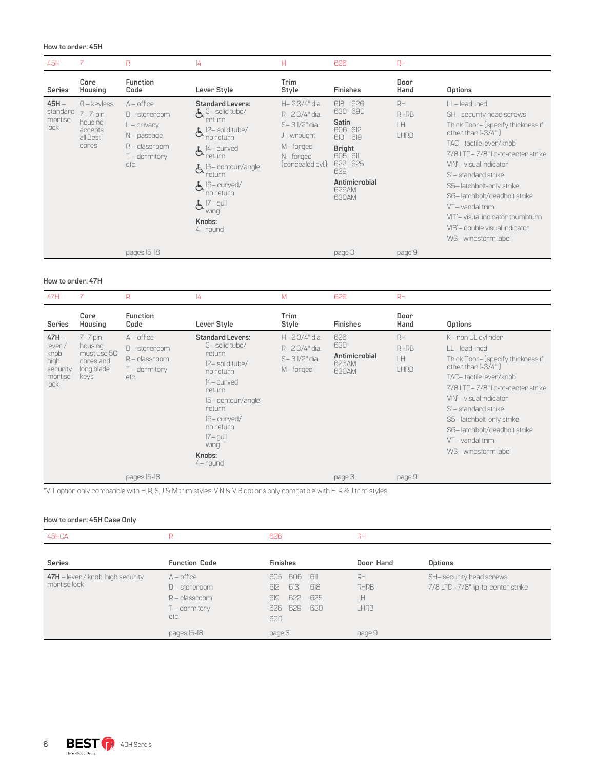**How to order: 45H**

| 45H | 7 | R | 14 | H | 626 | RH | |
|---|---|---|---|---|---|---|---|
| **Series** | **Core Housing** | **Function Code** | **Lever Style** | **Trim Style** | **Finishes** | **Door Hand** | **Options** |
| **45H** – standard mortise lock | 0 – keyless<br>7 – 7-pin housing accepts all Best cores | A – office<br>D – storeroom<br>L – privacy<br>N – passage<br>R – classroom<br>T – dormitory<br>etc. | **Standard Levers:**<br>♿ 3– solid tube/ return<br>♿ 12– solid tube/ no return<br>♿ 14– curved return<br>♿ 15– contour/angle return<br>♿ 16– curved/ no return<br>♿ 17– gull wing<br>**Knobs:**<br>4– round | H– 2 3/4" dia.<br>R– 2 3/4" dia.<br>S– 3 1/2" dia.<br>J– wrought<br>M– forged<br>N– forged (concealed cyl.) | 618 626<br>630 690<br>**Satin**<br>606 612<br>613 619<br>**Bright**<br>605 611<br>622 625<br>629<br>**Antimicrobial**<br>626AM<br>630AM | RH<br>RHRB<br>LH<br>LHRB | LL– lead lined<br>SH– security head screws<br>Thick Door– (specify thickness if other than 1-3/4" )<br>TAC– tactile lever/knob<br>7/8 LTC– 7/8" lip-to-center strike<br>VIN*– visual indicator<br>S1– standard strike<br>S5– latchbolt-only strike<br>S6– latchbolt/deadbolt strike<br>VT– vandal trim<br>VIT*– visual indicator thumbturn<br>VIB*– double visual indicator<br>WS– windstorm label |
| | | pages 15-18 | | | page 3 | page 9 | |

**How to order: 47H**

| 47H | 7 | R | 14 | M | 626 | RH | |
|---|---|---|---|---|---|---|---|
| **Series** | **Core Housing** | **Function Code** | **Lever Style** | **Trim Style** | **Finishes** | **Door Hand** | **Options** |
| **47H** – lever / knob high security mortise lock | 7– 7 pin housing, must use 5C cores and long blade keys | A – office<br>D – storeroom<br>R – classroom<br>T – dormitory<br>etc. | **Standard Levers:**<br>3– solid tube/ return<br>12– solid tube/ no return<br>14– curved return<br>15– contour/angle return<br>16– curved/ no return<br>17– gull wing<br>**Knobs:**<br>4– round | H– 2 3/4" dia.<br>R– 2 3/4" dia.<br>S– 3 1/2" dia.<br>M– forged | 626<br>630<br>**Antimicrobial**<br>626AM<br>630AM | RH<br>RHRB<br>LH<br>LHRB | K– non UL cylinder<br>LL– lead lined<br>Thick Door– (specify thickness if other than 1-3/4" )<br>TAC– tactile lever/knob<br>7/8 LTC– 7/8" lip-to-center strike<br>VIN*– visual indicator<br>S1– standard strike<br>S5– latchbolt-only strike<br>S6– latchbolt/deadbolt strike<br>VT– vandal trim<br>WS– windstorm label |
| | | pages 15-18 | | | page 3 | page 9 | |

*VIT option only compatible with H, R, S, J & M trim styles. VIN & VIB options only compatible with H, R & J trim styles.

**How to order: 45H Case Only**

| 45HCA | R | 626 | RH | |
|---|---|---|---|---|
| **Series** | **Function Code** | **Finishes** | **Door Hand** | **Options** |
| **47H** – lever / knob high security mortise lock | A – office<br>D – storeroom<br>R – classroom<br>T – dormitory<br>etc. | 605 606 611<br>612 613 618<br>619 622 625<br>626 629 630<br>690 | RH<br>RHRB<br>LH<br>LHRB | SH– security head screws<br>7/8 LTC– 7/8" lip-to-center strike |
| | pages 15-18 | page 3 | page 9 | |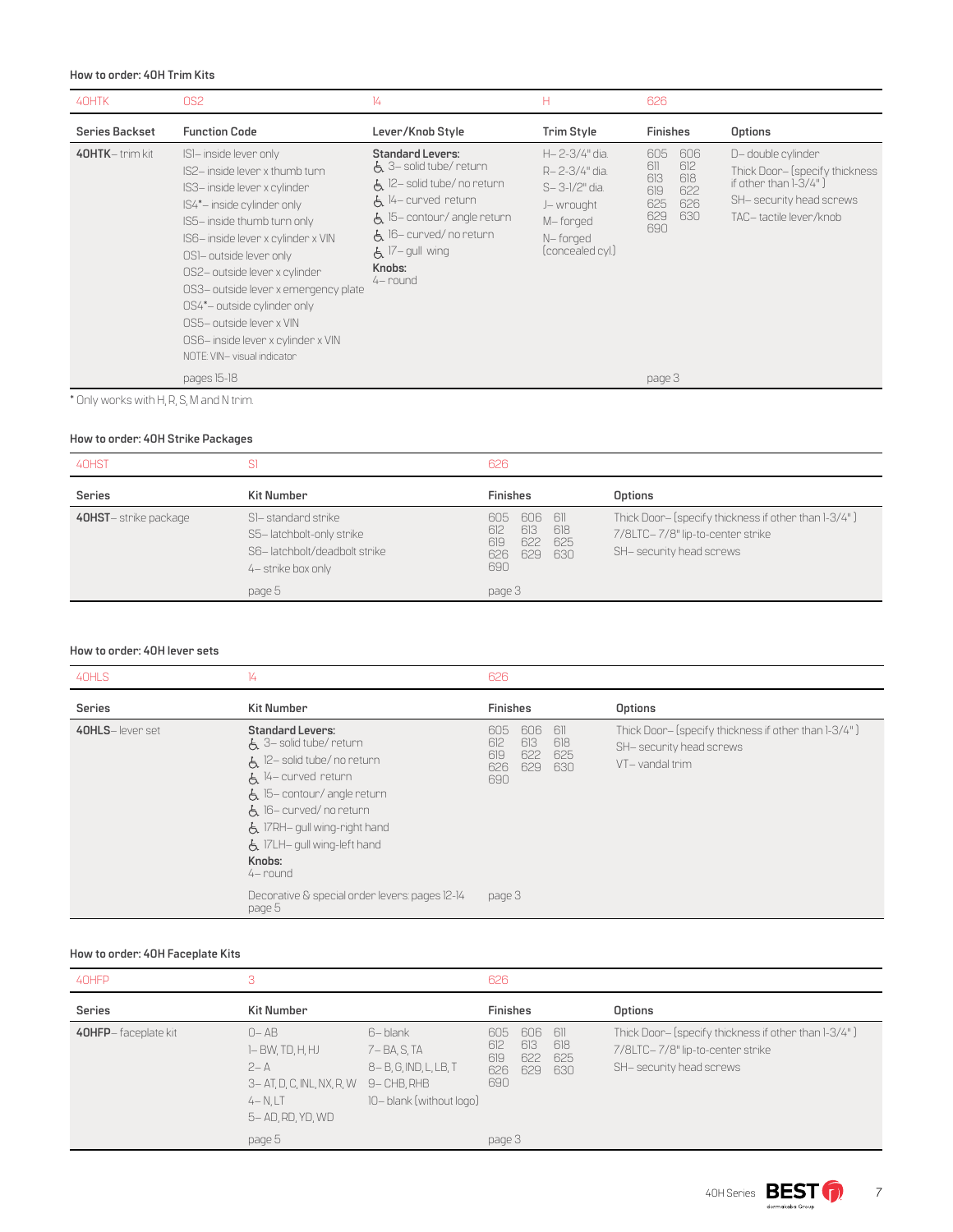### How to order: 40H Trim Kits

| 40HTK | 0S2 | 14 | H | 626 | |
|---|---|---|---|---|---|
| **Series Backset** | **Function Code** | **Lever/Knob Style** | **Trim Style** | **Finishes** | **Options** |
| **40HTK**– trim kit | IS1– inside lever only<br>IS2– inside lever x thumb turn<br>IS3– inside lever x cylinder<br>IS4*– inside cylinder only<br>IS5– inside thumb turn only<br>IS6– inside lever x cylinder x VIN<br>0S1– outside lever only<br>0S2– outside lever x cylinder<br>0S3– outside lever x emergency plate<br>0S4*– outside cylinder only<br>0S5– outside lever x VIN<br>0S6– inside lever x cylinder x VIN<br>NOTE: VIN– visual indicator<br>pages 15-18 | **Standard Levers:**<br>♿ 3– solid tube/ return<br>♿ 12– solid tube/ no return<br>♿ 14– curved return<br>♿ 15– contour/ angle return<br>♿ 16– curved/ no return<br>♿ 17– gull wing<br>**Knobs:**<br>4– round | H– 2-3/4" dia.<br>R– 2-3/4" dia.<br>S– 3-1/2" dia.<br>J– wrought<br>M– forged<br>N– forged (concealed cyl) | 605 606<br>611 612<br>613 618<br>619 622<br>625 626<br>629 630<br>690<br>page 3 | D– double cylinder<br>Thick Door– (specify thickness if other than 1-3/4")<br>SH– security head screws<br>TAC– tactile lever/knob |

\* Only works with H, R, S, M and N trim.

### How to order: 40H Strike Packages

| 40HST | S1 | 626 | |
|---|---|---|---|
| **Series** | **Kit Number** | **Finishes** | **Options** |
| **40HST**– strike package | S1– standard strike<br>S5– latchbolt-only strike<br>S6– latchbolt/deadbolt strike<br>4– strike box only<br>page 5 | 605 606 611<br>612 613 618<br>619 622 625<br>626 629 630<br>690<br>page 3 | Thick Door– (specify thickness if other than 1-3/4")<br>7/8LTC– 7/8" lip-to-center strike<br>SH– security head screws |

### How to order: 40H lever sets

| 40HLS | 14 | 626 | |
|---|---|---|---|
| **Series** | **Kit Number** | **Finishes** | **Options** |
| **40HLS**– lever set | **Standard Levers:**<br>♿ 3– solid tube/ return<br>♿ 12– solid tube/ no return<br>♿ 14– curved return<br>♿ 15– contour/ angle return<br>♿ 16– curved/ no return<br>♿ 17RH– gull wing-right hand<br>♿ 17LH– gull wing-left hand<br>**Knobs:**<br>4– round<br>Decorative & special order levers: pages 12-14<br>page 5 | 605 606 611<br>612 613 618<br>619 622 625<br>626 629 630<br>690<br>page 3 | Thick Door– (specify thickness if other than 1-3/4")<br>SH– security head screws<br>VT– vandal trim |

### How to order: 40H Faceplate Kits

| 40HFP | 3 | | 626 | |
|---|---|---|---|---|
| **Series** | **Kit Number** | | **Finishes** | **Options** |
| **40HFP**– faceplate kit | 0– AB<br>1– BW, TD, H, HJ<br>2– A<br>3– AT, D, C, INL, NX, R, W<br>4– N, LT<br>5– AD, RD, YD, WD<br>page 5 | 6– blank<br>7– BA, S, TA<br>8– B, G, IND, L, LB, T<br>9– CHB, RHB<br>10– blank (without logo) | 605 606 611<br>612 613 618<br>619 622 625<br>626 629 630<br>690<br>page 3 | Thick Door– (specify thickness if other than 1-3/4")<br>7/8LTC– 7/8" lip-to-center strike<br>SH– security head screws |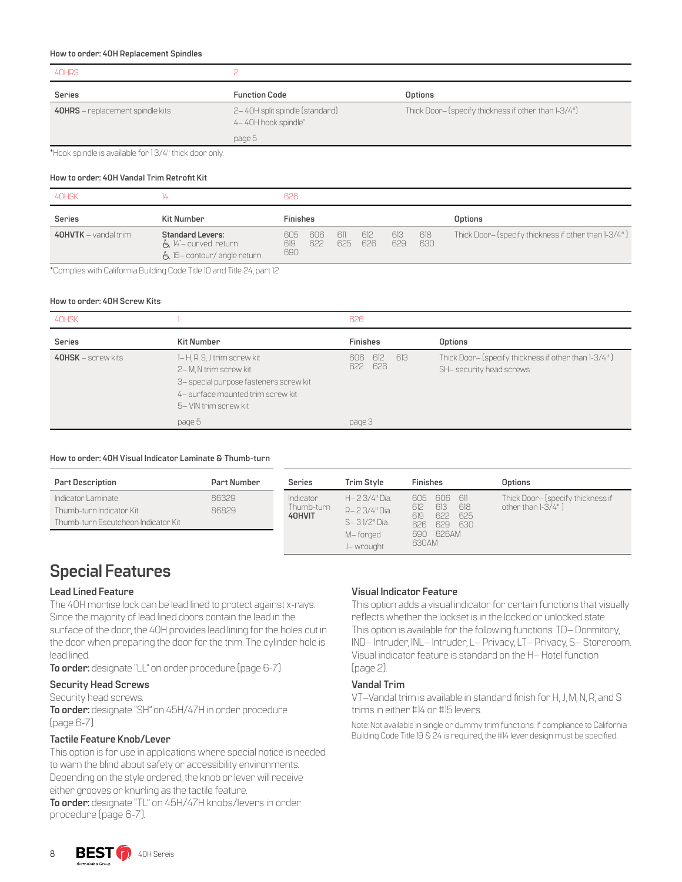#### How to order: 40H Replacement Spindles

| 40HRS | 2 | |
|---|---|---|
| **Series** | **Function Code** | **Options** |
| **40HRS** – replacement spindle kits | 2– 40H split spindle (standard)<br>4– 40H hook spindle*<br><br>page 5 | Thick Door– (specify thickness if other than 1-3/4") |

*Hook spindle is available for 1 3/4" thick door only.

#### How to order: 40H Vandal Trim Retrofit Kit

| 40HSK | 14 | 626 | |
|---|---|---|---|
| **Series** | **Kit Number** | **Finishes** | **Options** |
| **40HVTK** – vandal trim | **Standard Levers:**<br>♿ 14*– curved return<br>♿ 15– contour/ angle return | 605 606 611 612 613 618<br>619 622 625 626 629 630<br>690 | Thick Door– (specify thickness if other than 1-3/4" ) |

*Complies with California Building Code Title 10 and Title 24, part 12

#### How to order: 40H Screw Kits

| 40HSK | 1 | 626 | |
|---|---|---|---|
| **Series** | **Kit Number** | **Finishes** | **Options** |
| **40HSK** – screw kits | 1– H, R, S, J trim screw kit<br>2– M, N trim screw kit<br>3– special purpose fasteners screw kit<br>4– surface mounted trim screw kit<br>5– VIN trim screw kit<br><br>page 5 | 606 612 613<br>622 626<br><br>page 3 | Thick Door– (specify thickness if other than 1-3/4" )<br>SH– security head screws |

#### How to order: 40H Visual Indicator Laminate & Thumb-turn

| Part Description | Part Number |
|---|---|
| Indicator Laminate | 86329 |
| Thumb-turn Indicator Kit | 86829 |
| Thumb-turn Escutcheon Indicator Kit | |

| Series | Trim Style | Finishes | Options |
|---|---|---|---|
| Indicator Thumb-turn **40HVIT** | H– 2 3/4" Dia.<br>R– 2 3/4" Dia.<br>S– 3 1/2" Dia.<br>M– forged<br>J– wrought | 605 606 611<br>612 613 618<br>619 622 625<br>626 629 630<br>690 626AM<br>630AM | Thick Door– (specify thickness if other than 1-3/4" ) |

## Special Features

### Lead Lined Feature

The 40H mortise lock can be lead lined to protect against x-rays. Since the majority of lead lined doors contain the lead in the surface of the door, the 40H provides lead lining for the holes cut in the door when preparing the door for the trim. The cylinder hole is lead lined.

**To order:** designate "LL" on order procedure (page 6-7)

### Security Head Screws

Security head screws.

**To order:** designate "SH" on 45H/47H in order procedure (page 6-7).

### Tactile Feature Knob/Lever

This option is for use in applications where special notice is needed to warn the blind about safety or accessibility environments. Depending on the style ordered, the knob or lever will receive either grooves or knurling as the tactile feature.

**To order:** designate "TL" on 45H/47H knobs/levers in order procedure (page 6-7).

### Visual Indicator Feature

This option adds a visual indicator for certain functions that visually reflects whether the lockset is in the locked or unlocked state. This option is available for the following functions: TD– Dormitory, IND– Intruder, INL– Intruder, L– Privacy, LT– Privacy, S– Storeroom. Visual indicator feature is standard on the H– Hotel function (page 2).

### Vandal Trim

VT–Vandal trim is available in standard finish for H, J, M, N, R, and S trims in either #14 or #15 levers.

Note: Not available in single or dummy trim functions. If compliance to California Building Code Title 19 & 24 is required, the #14 lever design must be specified.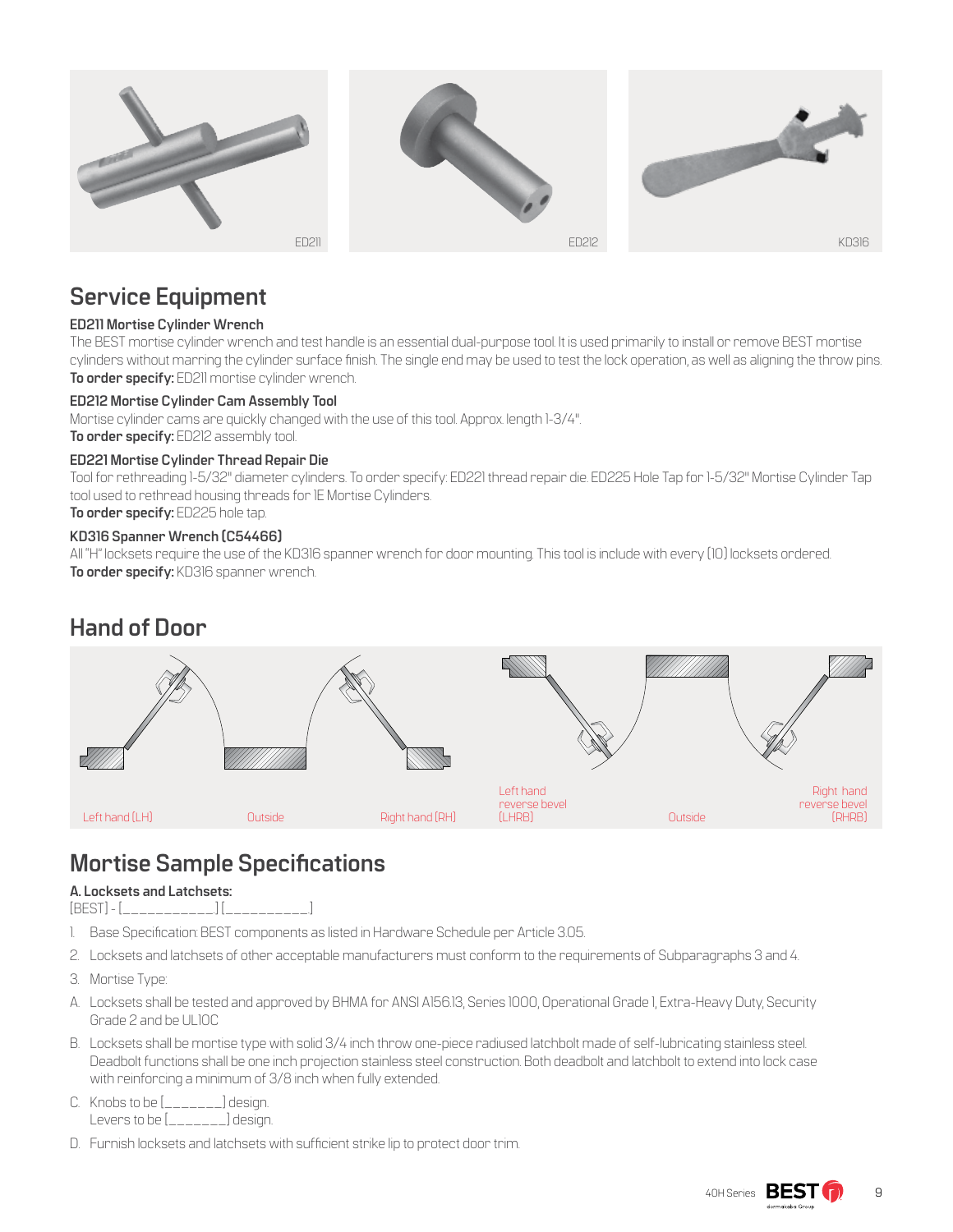ED211

ED212

KD316

## Service Equipment

**ED211 Mortise Cylinder Wrench**

The BEST mortise cylinder wrench and test handle is an essential dual-purpose tool. It is used primarily to install or remove BEST mortise cylinders without marring the cylinder surface finish. The single end may be used to test the lock operation, as well as aligning the throw pins.

**To order specify:** ED211 mortise cylinder wrench.

**ED212 Mortise Cylinder Cam Assembly Tool**

Mortise cylinder cams are quickly changed with the use of this tool. Approx. length 1-3/4".

**To order specify:** ED212 assembly tool.

**ED221 Mortise Cylinder Thread Repair Die**

Tool for rethreading 1-5/32" diameter cylinders. To order specify: ED221 thread repair die. ED225 Hole Tap for 1-5/32" Mortise Cylinder Tap tool used to rethread housing threads for 1E Mortise Cylinders.

**To order specify:** ED225 hole tap.

**KD316 Spanner Wrench (C54466)**

All "H" locksets require the use of the KD316 spanner wrench for door mounting. This tool is include with every (10) locksets ordered.

**To order specify:** KD316 spanner wrench.

## Hand of Door

Left hand (LH) | Outside | Right hand (RH)

Left hand reverse bevel (LHRB) | Outside | Right hand reverse bevel (RHRB)

## Mortise Sample Specifications

**A. Locksets and Latchsets:**

[BEST] - [___________] [__________]

1. Base Specification: BEST components as listed in Hardware Schedule per Article 3.05.
2. Locksets and latchsets of other acceptable manufacturers must conform to the requirements of Subparagraphs 3 and 4.
3. Mortise Type:

A. Locksets shall be tested and approved by BHMA for ANSI A156.13, Series 1000, Operational Grade 1, Extra-Heavy Duty, Security Grade 2 and be UL10C

B. Locksets shall be mortise type with solid 3/4 inch throw one-piece radiused latchbolt made of self-lubricating stainless steel. Deadbolt functions shall be one inch projection stainless steel construction. Both deadbolt and latchbolt to extend into lock case with reinforcing a minimum of 3/8 inch when fully extended.

C. Knobs to be [_______] design.
Levers to be [_______] design.

D. Furnish locksets and latchsets with sufficient strike lip to protect door trim.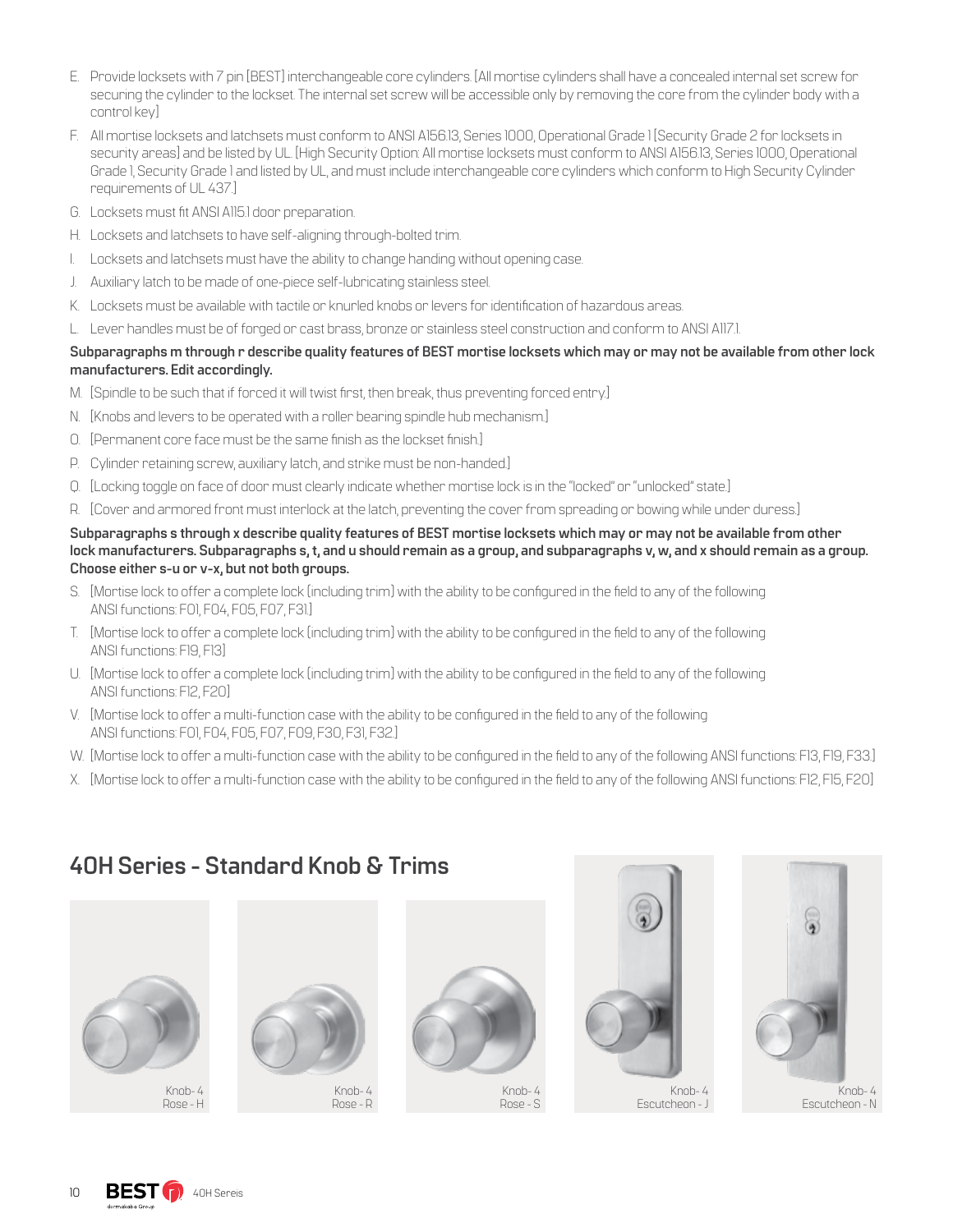E. Provide locksets with 7 pin [BEST] interchangeable core cylinders. [All mortise cylinders shall have a concealed internal set screw for securing the cylinder to the lockset. The internal set screw will be accessible only by removing the core from the cylinder body with a control key]

F. All mortise locksets and latchsets must conform to ANSI A156.13, Series 1000, Operational Grade 1 [Security Grade 2 for locksets in security areas] and be listed by UL. [High Security Option: All mortise locksets must conform to ANSI A156.13, Series 1000, Operational Grade 1, Security Grade 1 and listed by UL, and must include interchangeable core cylinders which conform to High Security Cylinder requirements of UL 437.]

G. Locksets must fit ANSI A115.1 door preparation.

H. Locksets and latchsets to have self-aligning through-bolted trim.

I. Locksets and latchsets must have the ability to change handing without opening case.

J. Auxiliary latch to be made of one-piece self-lubricating stainless steel.

K. Locksets must be available with tactile or knurled knobs or levers for identification of hazardous areas.

L. Lever handles must be of forged or cast brass, bronze or stainless steel construction and conform to ANSI A117.1.

**Subparagraphs m through r describe quality features of BEST mortise locksets which may or may not be available from other lock manufacturers. Edit accordingly.**

M. [Spindle to be such that if forced it will twist first, then break, thus preventing forced entry.]

N. [Knobs and levers to be operated with a roller bearing spindle hub mechanism.]

O. [Permanent core face must be the same finish as the lockset finish.]

P. Cylinder retaining screw, auxiliary latch, and strike must be non-handed.]

Q. [Locking toggle on face of door must clearly indicate whether mortise lock is in the "locked" or "unlocked" state.]

R. [Cover and armored front must interlock at the latch, preventing the cover from spreading or bowing while under duress.]

**Subparagraphs s through x describe quality features of BEST mortise locksets which may or may not be available from other lock manufacturers. Subparagraphs s, t, and u should remain as a group, and subparagraphs v, w, and x should remain as a group. Choose either s-u or v-x, but not both groups.**

S. [Mortise lock to offer a complete lock (including trim) with the ability to be configured in the field to any of the following ANSI functions: F01, F04, F05, F07, F31.]

T. [Mortise lock to offer a complete lock (including trim) with the ability to be configured in the field to any of the following ANSI functions: F19, F13]

U. [Mortise lock to offer a complete lock (including trim) with the ability to be configured in the field to any of the following ANSI functions: F12, F20]

V. [Mortise lock to offer a multi-function case with the ability to be configured in the field to any of the following ANSI functions: F01, F04, F05, F07, F09, F30, F31, F32.]

W. [Mortise lock to offer a multi-function case with the ability to be configured in the field to any of the following ANSI functions: F13, F19, F33.]

X. [Mortise lock to offer a multi-function case with the ability to be configured in the field to any of the following ANSI functions: F12, F15, F20]

## 40H Series - Standard Knob & Trims

Knob- 4
Rose - H

Knob- 4
Rose - R

Knob- 4
Rose - S

Knob- 4
Escutcheon - J

Knob- 4
Escutcheon - N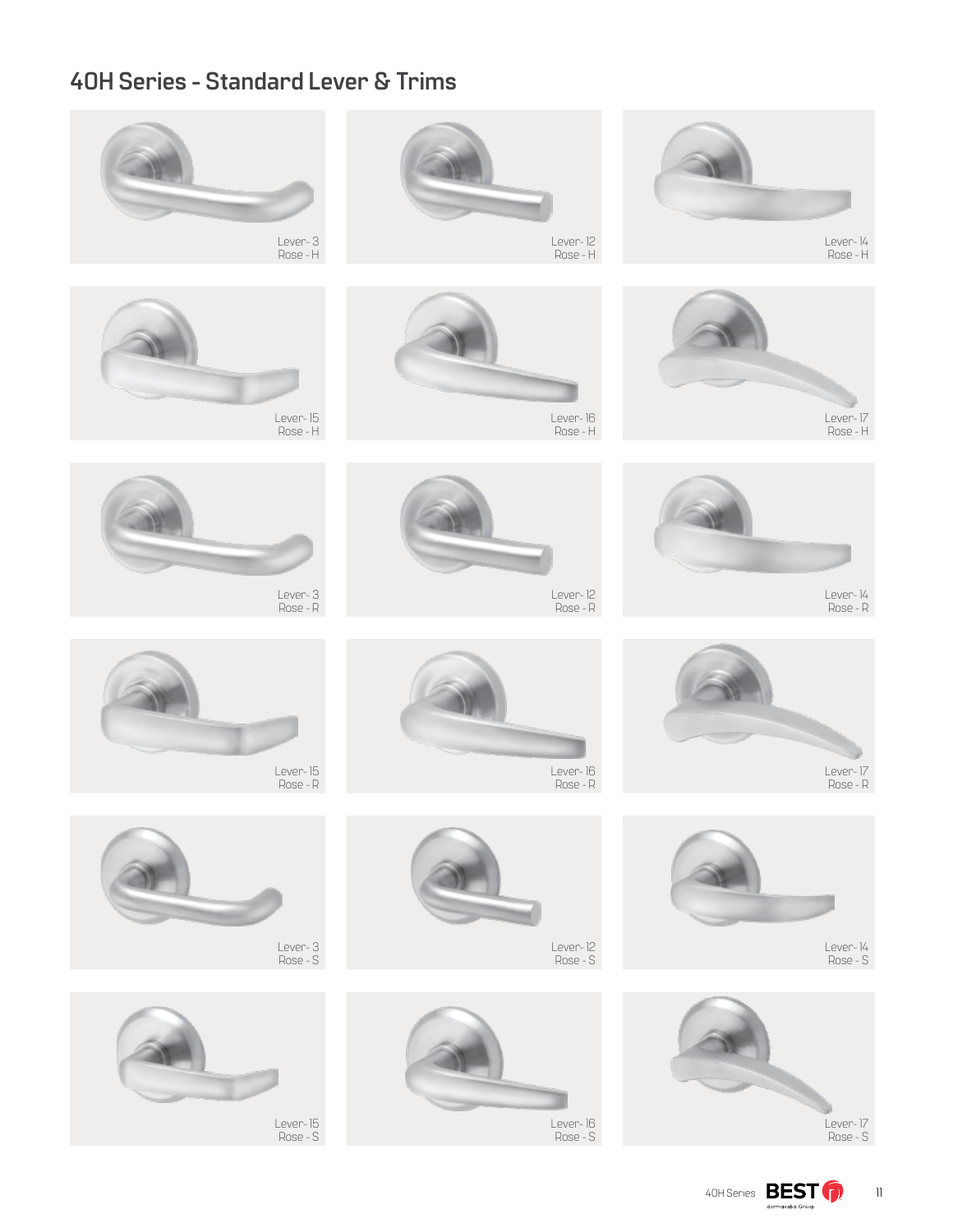## 40H Series - Standard Lever & Trims

Lever - 3
Rose - H

Lever - 12
Rose - H

Lever - 14
Rose - H

Lever - 15
Rose - H

Lever - 16
Rose - H

Lever - 17
Rose - H

Lever - 3
Rose - R

Lever - 12
Rose - R

Lever - 14
Rose - R

Lever - 15
Rose - R

Lever - 16
Rose - R

Lever - 17
Rose - R

Lever - 3
Rose - S

Lever - 12
Rose - S

Lever - 14
Rose - S

Lever - 15
Rose - S

Lever - 16
Rose - S

Lever - 17
Rose - S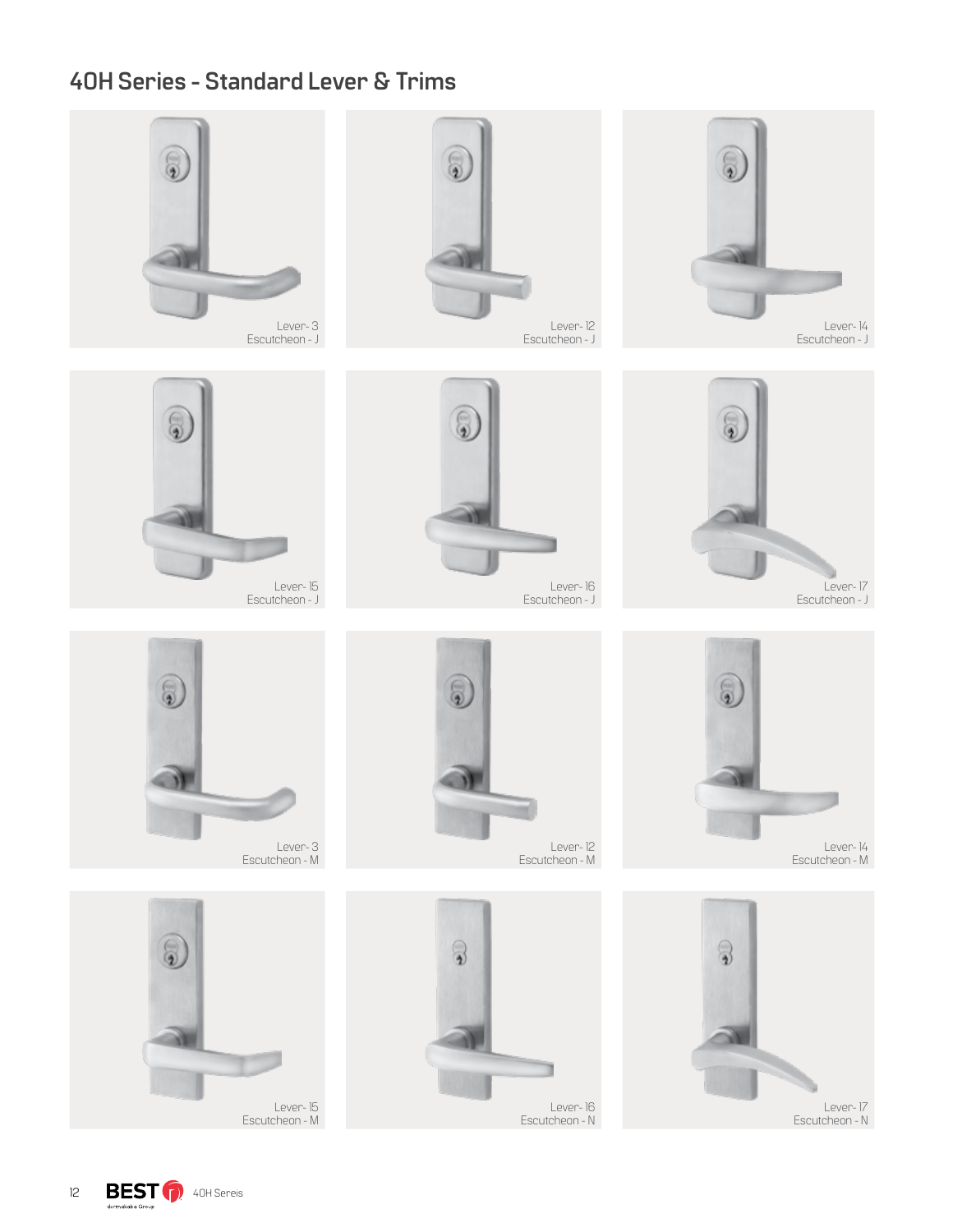## 40H Series - Standard Lever & Trims

Lever- 3
Escutcheon - J

Lever- 12
Escutcheon - J

Lever- 14
Escutcheon - J

Lever- 15
Escutcheon - J

Lever- 16
Escutcheon - J

Lever- 17
Escutcheon - J

Lever- 3
Escutcheon - M

Lever- 12
Escutcheon - M

Lever- 14
Escutcheon - M

Lever- 15
Escutcheon - M

Lever- 16
Escutcheon - N

Lever- 17
Escutcheon - N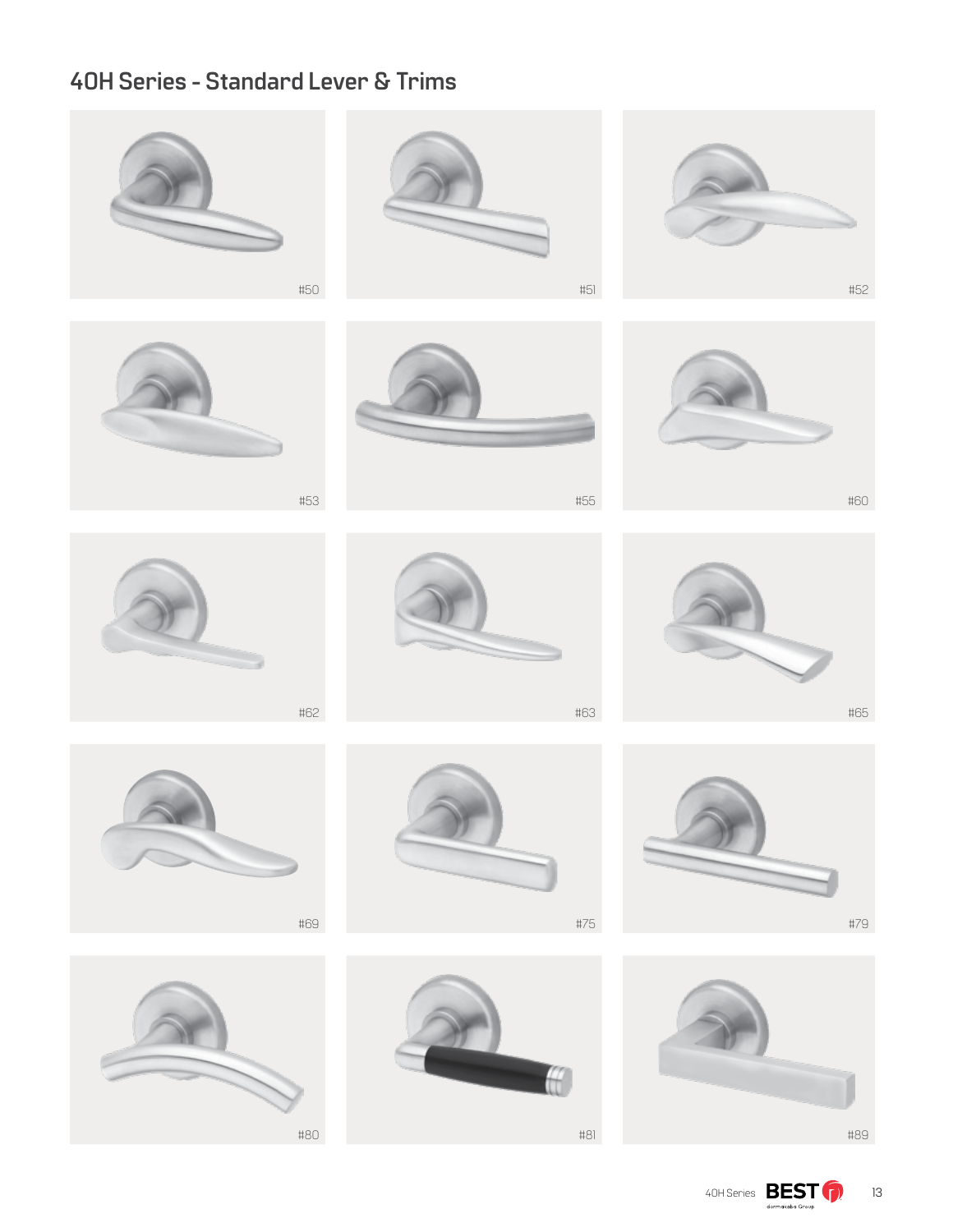## 40H Series - Standard Lever & Trims

#50

#51

#52

#53

#55

#60

#62

#63

#65

#69

#75

#79

#80

#81

#89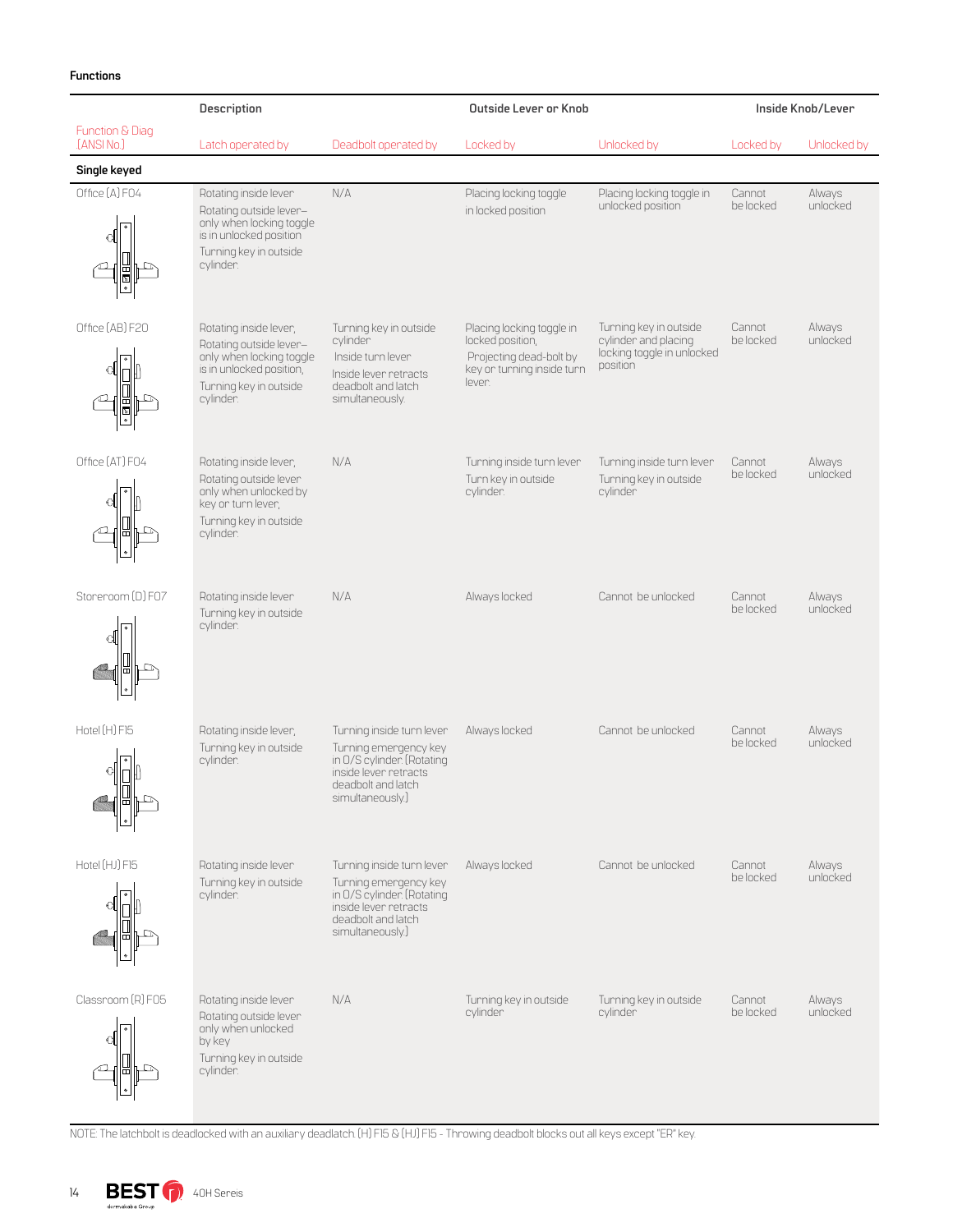**Functions**

| | Description | | Outside Lever or Knob | | Inside Knob/Lever | |
|---|---|---|---|---|---|---|
| Function & Diag (ANSI No.) | Latch operated by | Deadbolt operated by | Locked by | Unlocked by | Locked by | Unlocked by |
| **Single keyed** | | | | | | |
| Office (A) F04 | Rotating inside lever<br>Rotating outside lever–only when locking toggle is in unlocked position<br>Turning key in outside cylinder. | N/A | Placing locking toggle in locked position | Placing locking toggle in unlocked position | Cannot be locked | Always unlocked |
| Office (AB) F20 | Rotating inside lever,<br>Rotating outside lever–only when locking toggle is in unlocked position,<br>Turning key in outside cylinder. | Turning key in outside cylinder<br>Inside turn lever<br>Inside lever retracts deadbolt and latch simultaneously. | Placing locking toggle in locked position,<br>Projecting dead-bolt by key or turning inside turn lever. | Turning key in outside cylinder and placing locking toggle in unlocked position | Cannot be locked | Always unlocked |
| Office (AT) F04 | Rotating inside lever,<br>Rotating outside lever only when unlocked by key or turn lever,<br>Turning key in outside cylinder. | N/A | Turning inside turn lever<br>Turn key in outside cylinder. | Turning inside turn lever<br>Turning key in outside cylinder | Cannot be locked | Always unlocked |
| Storeroom (D) F07 | Rotating inside lever<br>Turning key in outside cylinder. | N/A | Always locked | Cannot be unlocked | Cannot be locked | Always unlocked |
| Hotel (H) F15 | Rotating inside lever,<br>Turning key in outside cylinder. | Turning inside turn lever<br>Turning emergency key in O/S cylinder. (Rotating inside lever retracts deadbolt and latch simultaneously.) | Always locked | Cannot be unlocked | Cannot be locked | Always unlocked |
| Hotel (HJ) F15 | Rotating inside lever<br>Turning key in outside cylinder. | Turning inside turn lever<br>Turning emergency key in O/S cylinder. (Rotating inside lever retracts deadbolt and latch simultaneously.) | Always locked | Cannot be unlocked | Cannot be locked | Always unlocked |
| Classroom (R) F05 | Rotating inside lever<br>Rotating outside lever only when unlocked by key<br>Turning key in outside cylinder. | N/A | Turning key in outside cylinder | Turning key in outside cylinder | Cannot be locked | Always unlocked |

NOTE: The latchbolt is deadlocked with an auxiliary deadlatch. (H) F15 & (HJ) F15 - Throwing deadbolt blocks out all keys except "ER" key.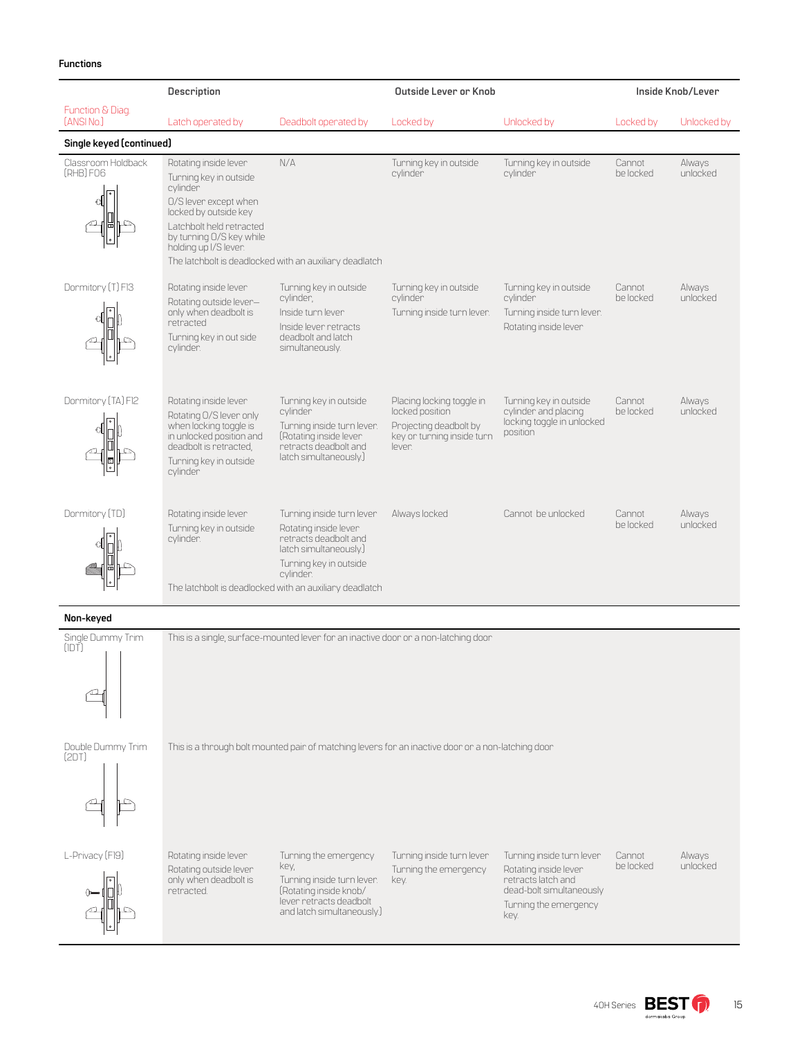## Functions

| Function & Diag. (ANSI No.) | Description: Latch operated by | Description: Deadbolt operated by | Outside Lever or Knob: Locked by | Outside Lever or Knob: Unlocked by | Inside Knob/Lever: Locked by | Inside Knob/Lever: Unlocked by |
|---|---|---|---|---|---|---|
| **Single keyed (continued)** | | | | | | |
| Classroom Holdback (RHB) F06 | Rotating inside lever<br>Turning key in outside cylinder<br>O/S lever except when locked by outside key<br>Latchbolt held retracted by turning O/S key while holding up I/S lever.<br>The latchbolt is deadlocked with an auxiliary deadlatch | N/A | Turning key in outside cylinder | Turning key in outside cylinder | Cannot be locked | Always unlocked |
| Dormitory (T) F13 | Rotating inside lever<br>Rotating outside lever—only when deadbolt is retracted<br>Turning key in out side cylinder. | Turning key in outside cylinder,<br>Inside turn lever<br>Inside lever retracts deadbolt and latch simultaneously. | Turning key in outside cylinder<br>Turning inside turn lever. | Turning key in outside cylinder<br>Turning inside turn lever.<br>Rotating inside lever | Cannot be locked | Always unlocked |
| Dormitory (TA) F12 | Rotating inside lever<br>Rotating O/S lever only when locking toggle is in unlocked position and deadbolt is retracted,<br>Turning key in outside cylinder | Turning key in outside cylinder<br>Turning inside turn lever. (Rotating inside lever retracts deadbolt and latch simultaneously.) | Placing locking toggle in locked position<br>Projecting deadbolt by key or turning inside turn lever. | Turning key in outside cylinder and placing locking toggle in unlocked position | Cannot be locked | Always unlocked |
| Dormitory (TD) | Rotating inside lever<br>Turning key in outside cylinder.<br>The latchbolt is deadlocked with an auxiliary deadlatch | Turning inside turn lever<br>Rotating inside lever retracts deadbolt and latch simultaneously.)<br>Turning key in outside cylinder. | Always locked | Cannot be unlocked | Cannot be locked | Always unlocked |
| **Non-keyed** | | | | | | |
| Single Dummy Trim (1DT) | This is a single, surface-mounted lever for an inactive door or a non-latching door | | | | | |
| Double Dummy Trim (2DT) | This is a through bolt mounted pair of matching levers for an inactive door or a non-latching door | | | | | |
| L-Privacy (F19) | Rotating inside lever<br>Rotating outside lever only when deadbolt is retracted. | Turning the emergency key,<br>Turning inside turn lever. (Rotating inside knob/lever retracts deadbolt and latch simultaneously.) | Turning inside turn lever<br>Turning the emergency key. | Turning inside turn lever<br>Rotating inside lever retracts latch and dead-bolt simultaneously<br>Turning the emergency key. | Cannot be locked | Always unlocked |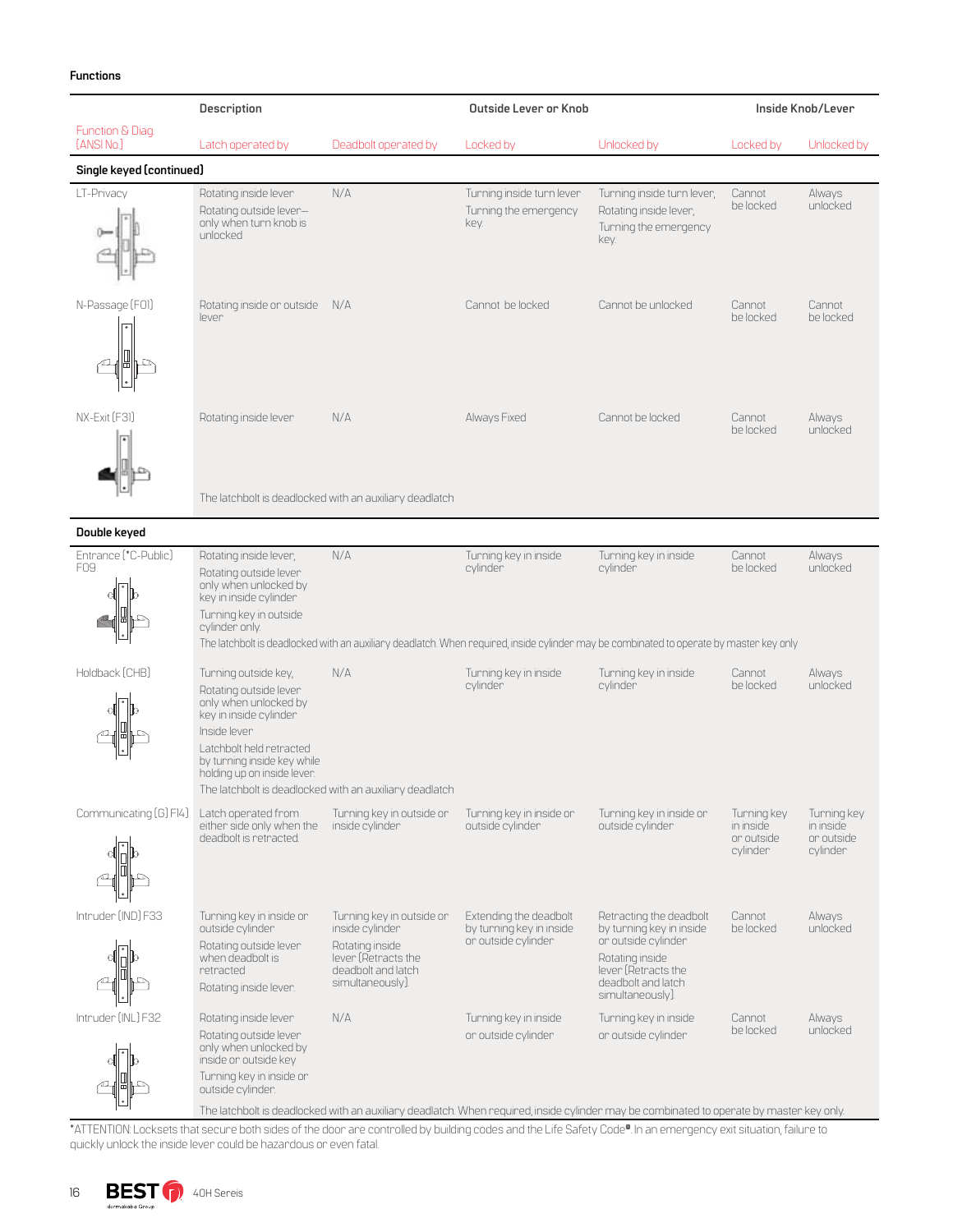## Functions

| Function & Diag (ANSI No.) | Description: Latch operated by | Description: Deadbolt operated by | Outside Lever or Knob: Locked by | Outside Lever or Knob: Unlocked by | Inside Knob/Lever: Locked by | Inside Knob/Lever: Unlocked by |
|---|---|---|---|---|---|---|
| **Single keyed (continued)** | | | | | | |
| LT-Privacy | Rotating inside lever<br>Rotating outside lever—only when turn knob is unlocked | N/A | Turning inside turn lever<br>Turning the emergency key. | Turning inside turn lever,<br>Rotating inside lever,<br>Turning the emergency key. | Cannot be locked | Always unlocked |
| N-Passage (F01) | Rotating inside or outside lever | N/A | Cannot be locked | Cannot be unlocked | Cannot be locked | Cannot be locked |
| NX-Exit (F31) | Rotating inside lever<br>The latchbolt is deadlocked with an auxiliary deadlatch | N/A | Always Fixed | Cannot be locked | Cannot be locked | Always unlocked |
| **Double keyed** | | | | | | |
| Entrance (*C-Public) F09 | Rotating inside lever,<br>Rotating outside lever only when unlocked by key in inside cylinder<br>Turning key in outside cylinder only.<br>The latchbolt is deadlocked with an auxiliary deadlatch. When required, inside cylinder may be combinated to operate by master key only | N/A | Turning key in inside cylinder | Turning key in inside cylinder | Cannot be locked | Always unlocked |
| Holdback (CHB) | Turning outside key,<br>Rotating outside lever only when unlocked by key in inside cylinder<br>Inside lever<br>Latchbolt held retracted by turning inside key while holding up on inside lever.<br>The latchbolt is deadlocked with an auxiliary deadlatch | N/A | Turning key in inside cylinder | Turning key in inside cylinder | Cannot be locked | Always unlocked |
| Communicating (G) F14) | Latch operated from either side only when the deadbolt is retracted. | Turning key in outside or inside cylinder | Turning key in inside or outside cylinder | Turning key in inside or outside cylinder | Turning key in inside or outside cylinder | Turning key in inside or outside cylinder |
| Intruder (IND) F33 | Turning key in inside or outside cylinder<br>Rotating outside lever when deadbolt is retracted<br>Rotating inside lever. | Turning key in outside or inside cylinder<br>Rotating inside lever (Retracts the deadbolt and latch simultaneously) | Extending the deadbolt by turning key in inside or outside cylinder | Retracting the deadbolt by turning key in inside or outside cylinder<br>Rotating inside lever (Retracts the deadbolt and latch simultaneously) | Cannot be locked | Always unlocked |
| Intruder (INL) F32 | Rotating inside lever<br>Rotating outside lever only when unlocked by inside or outside key<br>Turning key in inside or outside cylinder.<br>The latchbolt is deadlocked with an auxiliary deadlatch. When required, inside cylinder may be combinated to operate by master key only. | N/A | Turning key in inside or outside cylinder | Turning key in inside or outside cylinder | Cannot be locked | Always unlocked |

*ATTENTION: Locksets that secure both sides of the door are controlled by building codes and the Life Safety Code®. In an emergency exit situation, failure to quickly unlock the inside lever could be hazardous or even fatal.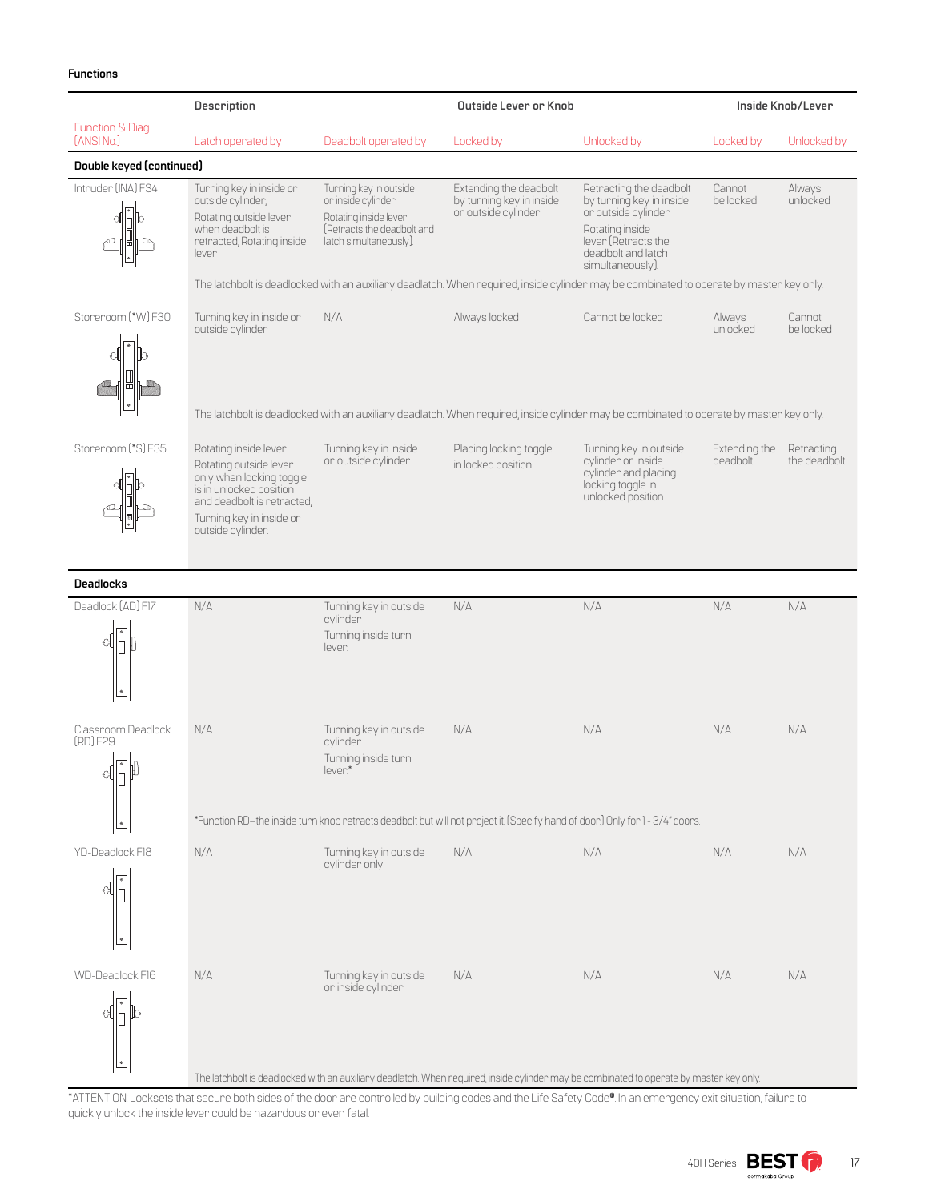## Functions

| | Description | | Outside Lever or Knob | | Inside Knob/Lever | |
|---|---|---|---|---|---|---|
| Function & Diag. (ANSI No.) | Latch operated by | Deadbolt operated by | Locked by | Unlocked by | Locked by | Unlocked by |
| **Double keyed (continued)** | | | | | | |
| Intruder (INA) F34 | Turning key in inside or outside cylinder, Rotating outside lever when deadbolt is retracted, Rotating inside lever | Turning key in outside or inside cylinder Rotating inside lever (Retracts the deadbolt and latch simultaneously). | Extending the deadbolt by turning key in inside or outside cylinder | Retracting the deadbolt by turning key in inside or outside cylinder Rotating inside lever (Retracts the deadbolt and latch simultaneously) | Cannot be locked | Always unlocked |
| | The latchbolt is deadlocked with an auxiliary deadlatch. When required, inside cylinder may be combinated to operate by master key only. | | | | | |
| Storeroom (*W) F30 | Turning key in inside or outside cylinder | N/A | Always locked | Cannot be locked | Always unlocked | Cannot be locked |
| | The latchbolt is deadlocked with an auxiliary deadlatch. When required, inside cylinder may be combinated to operate by master key only. | | | | | |
| Storeroom (*S) F35 | Rotating inside lever Rotating outside lever only when locking toggle is in unlocked position and deadbolt is retracted, Turning key in inside or outside cylinder. | Turning key in inside or outside cylinder | Placing locking toggle in locked position | Turning key in outside cylinder or inside cylinder and placing locking toggle in unlocked position | Extending the deadbolt | Retracting the deadbolt |
| **Deadlocks** | | | | | | |
| Deadlock (AD) F17 | N/A | Turning key in outside cylinder Turning inside turn lever. | N/A | N/A | N/A | N/A |
| Classroom Deadlock (RD) F29 | N/A | Turning key in outside cylinder Turning inside turn lever.* | N/A | N/A | N/A | N/A |
| | *Function RD–the inside turn knob retracts deadbolt but will not project it. (Specify hand of door) Only for 1 - 3/4" doors. | | | | | |
| YD-Deadlock F18 | N/A | Turning key in outside cylinder only | N/A | N/A | N/A | N/A |
| WD-Deadlock F16 | N/A | Turning key in outside or inside cylinder | N/A | N/A | N/A | N/A |
| | The latchbolt is deadlocked with an auxiliary deadlatch. When required, inside cylinder may be combinated to operate by master key only. | | | | | |

*ATTENTION: Locksets that secure both sides of the door are controlled by building codes and the Life Safety Code®. In an emergency exit situation, failure to quickly unlock the inside lever could be hazardous or even fatal.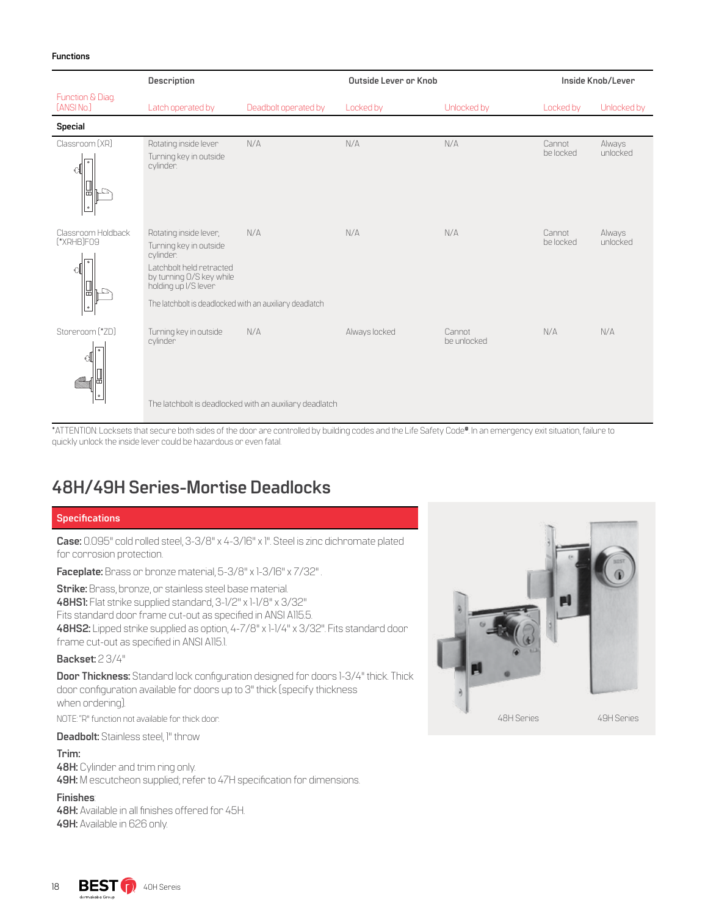**Functions**

| | Description | | Outside Lever or Knob | | Inside Knob/Lever | |
|---|---|---|---|---|---|---|
| Function & Diag (ANSI No.) | Latch operated by | Deadbolt operated by | Locked by | Unlocked by | Locked by | Unlocked by |
| **Special** | | | | | | |
| Classroom (XR) | Rotating inside lever<br>Turning key in outside cylinder. | N/A | N/A | N/A | Cannot be locked | Always unlocked |
| Classroom Holdback (*XRHB)F09 | Rotating inside lever,<br>Turning key in outside cylinder.<br>Latchbolt held retracted by turning O/S key while holding up I/S lever<br>The latchbolt is deadlocked with an auxiliary deadlatch | N/A | N/A | N/A | Cannot be locked | Always unlocked |
| Storeroom (*ZD) | Turning key in outside cylinder<br>The latchbolt is deadlocked with an auxiliary deadlatch | N/A | Always locked | Cannot be unlocked | N/A | N/A |

*ATTENTION: Locksets that secure both sides of the door are controlled by building codes and the Life Safety Code®. In an emergency exit situation, failure to quickly unlock the inside lever could be hazardous or even fatal.

# 48H/49H Series-Mortise Deadlocks

## Specifications

**Case:** 0.095" cold rolled steel, 3-3/8" x 4-3/16" x 1". Steel is zinc dichromate plated for corrosion protection.

**Faceplate:** Brass or bronze material, 5-3/8" x 1-3/16" x 7/32" .

**Strike:** Brass, bronze, or stainless steel base material.
**48HS1:** Flat strike supplied standard, 3-1/2" x 1-1/8" x 3/32"
Fits standard door frame cut-out as specified in ANSI A115.5.
**48HS2:** Lipped strike supplied as option, 4-7/8" x 1-1/4" x 3/32". Fits standard door frame cut-out as specified in ANSI A115.1.

**Backset:** 2 3/4"

**Door Thickness:** Standard lock configuration designed for doors 1-3/4" thick. Thick door configuration available for doors up to 3" thick (specify thickness when ordering).

NOTE: "R" function not available for thick door.

**Deadbolt:** Stainless steel, 1" throw

**Trim:**
**48H:** Cylinder and trim ring only.
**49H:** M escutcheon supplied; refer to 47H specification for dimensions.

**Finishes**:
**48H:** Available in all finishes offered for 45H.
**49H:** Available in 626 only.

48H Series 49H Series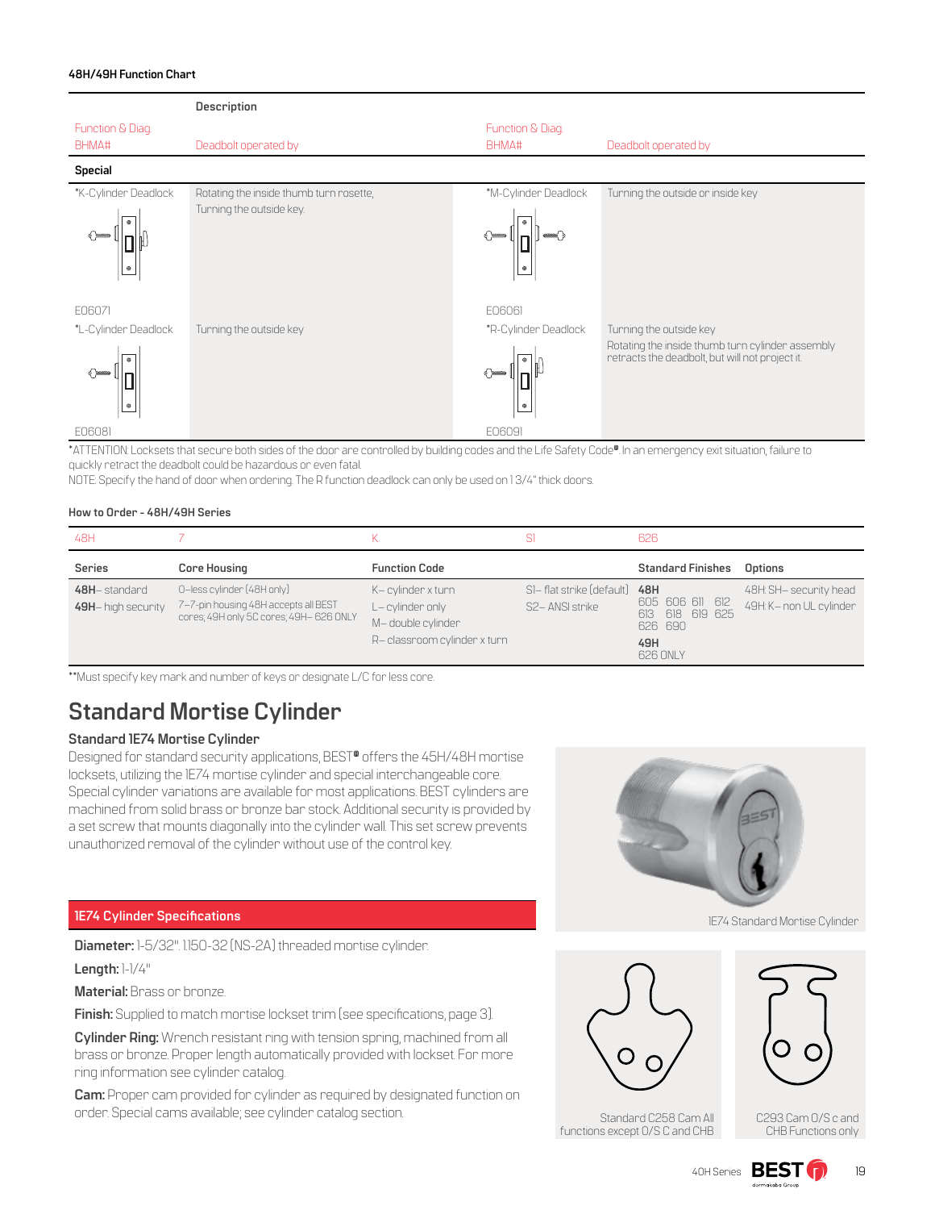#### 48H/49H Function Chart

| Function & Diag. BHMA# | Description: Deadbolt operated by | Function & Diag. BHMA# | Description: Deadbolt operated by |
|---|---|---|---|
| **Special** | | | |
| *K-Cylinder Deadlock E06071 | Rotating the inside thumb turn rosette, Turning the outside key. | *M-Cylinder Deadlock E06061 | Turning the outside or inside key |
| *L-Cylinder Deadlock E06081 | Turning the outside key | *R-Cylinder Deadlock E06091 | Turning the outside key. Rotating the inside thumb turn cylinder assembly retracts the deadbolt, but will not project it. |

*ATTENTION: Locksets that secure both sides of the door are controlled by building codes and the Life Safety Code®. In an emergency exit situation, failure to quickly retract the deadbolt could be hazardous or even fatal.
NOTE: Specify the hand of door when ordering. The R function deadlock can only be used on 1 3/4" thick doors.

#### How to Order - 48H/49H Series

| 48H | 7 | K | S1 | 626 | |
|---|---|---|---|---|---|
| **Series** | **Core Housing** | **Function Code** | | **Standard Finishes** | **Options** |
| **48H**– standard<br>**49H**– high security | 0–less cylinder (48H only)<br>7–7-pin housing 48H accepts all BEST cores; 49H only 5C cores; 49H– 626 ONLY | K– cylinder x turn<br>L– cylinder only<br>M– double cylinder<br>R– classroom cylinder x turn | S1– flat strike (default)<br>S2– ANSI strike | **48H**<br>605 606 611 612 613 618 619 625 626 690<br>**49H**<br>626 ONLY | 48H: SH– security head<br>49H: K– non UL cylinder |

**Must specify key mark and number of keys or designate L/C for less core.

## Standard Mortise Cylinder

### Standard 1E74 Mortise Cylinder

Designed for standard security applications, BEST® offers the 45H/48H mortise locksets, utilizing the 1E74 mortise cylinder and special interchangeable core. Special cylinder variations are available for most applications. BEST cylinders are machined from solid brass or bronze bar stock. Additional security is provided by a set screw that mounts diagonally into the cylinder wall. This set screw prevents unauthorized removal of the cylinder without use of the control key.

1E74 Standard Mortise Cylinder

### 1E74 Cylinder Specifications

**Diameter:** 1-5/32". 1.150-32 (NS-2A) threaded mortise cylinder.

**Length:** 1-1/4"

**Material:** Brass or bronze.

**Finish:** Supplied to match mortise lockset trim (see specifications, page 3).

**Cylinder Ring:** Wrench resistant ring with tension spring, machined from all brass or bronze. Proper length automatically provided with lockset. For more ring information see cylinder catalog.

**Cam:** Proper cam provided for cylinder as required by designated function on order. Special cams available; see cylinder catalog section.

Standard C258 Cam All functions except O/S C and CHB

C293 Cam O/S c and CHB Functions only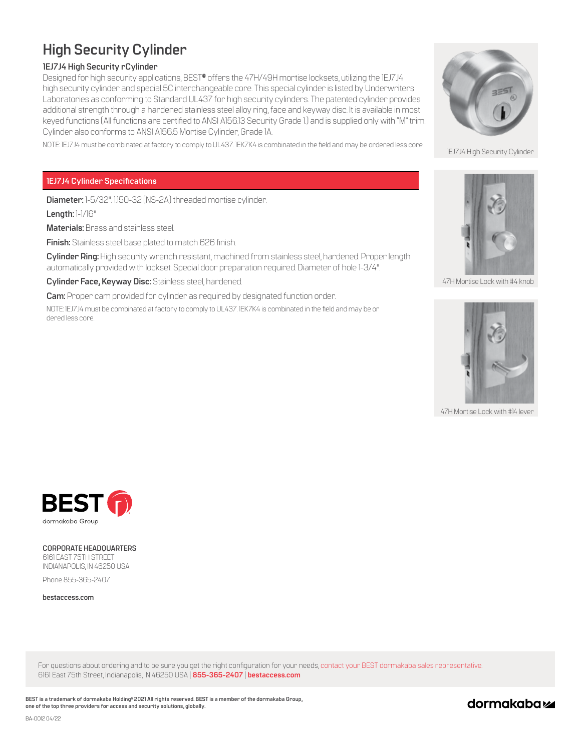# High Security Cylinder

### 1EJ7J4 High Security rCylinder

Designed for high security applications, BEST® offers the 47H/49H mortise locksets, utilizing the 1EJ7J4 high security cylinder and special 5C interchangeable core. This special cylinder is listed by Underwriters Laboratories as conforming to Standard UL437 for high security cylinders. The patented cylinder provides additional strength through a hardened stainless steel alloy ring, face and keyway disc. It is available in most keyed functions (All functions are certified to ANSI A156.13 Security Grade 1.) and is supplied only with "M" trim. Cylinder also conforms to ANSI A156.5 Mortise Cylinder, Grade 1A.

NOTE: 1EJ7J4 must be combinated at factory to comply to UL437. 1EK7K4 is combinated in the field and may be ordered less core.

1EJ7J4 High Security Cylinder

## 1EJ7J4 Cylinder Specifications

**Diameter:** 1-5/32". 1.150-32 (NS-2A) threaded mortise cylinder.

**Length:** 1-1/16"

**Materials:** Brass and stainless steel.

**Finish:** Stainless steel base plated to match 626 finish.

**Cylinder Ring:** High security wrench resistant, machined from stainless steel, hardened. Proper length automatically provided with lockset. Special door preparation required. Diameter of hole 1-3/4".

**Cylinder Face, Keyway Disc:** Stainless steel, hardened.

**Cam:** Proper cam provided for cylinder as required by designated function order.

NOTE: 1EJ7J4 must be combinated at factory to comply to UL437. 1EK7K4 is combinated in the field and may be ordered less core.

47H Mortise Lock with #4 knob

47H Mortise Lock with #14 lever

BEST

dormakaba Group

**CORPORATE HEADQUARTERS**
6161 EAST 75TH STREET
INDIANAPOLIS, IN 46250 USA

Phone 855-365-2407

**bestaccess.com**

For questions about ordering and to be sure you get the right configuration for your needs, contact your BEST dormakaba sales representative.
6161 East 75th Street, Indianapolis, IN 46250 USA | **855-365-2407** | **bestaccess.com**

**BEST is a trademark of dormakaba Holding© 2021 All rights reserved. BEST is a member of the dormakaba Group, one of the top three providers for access and security solutions, globally.**

dormakaba

BA-0012 04/22